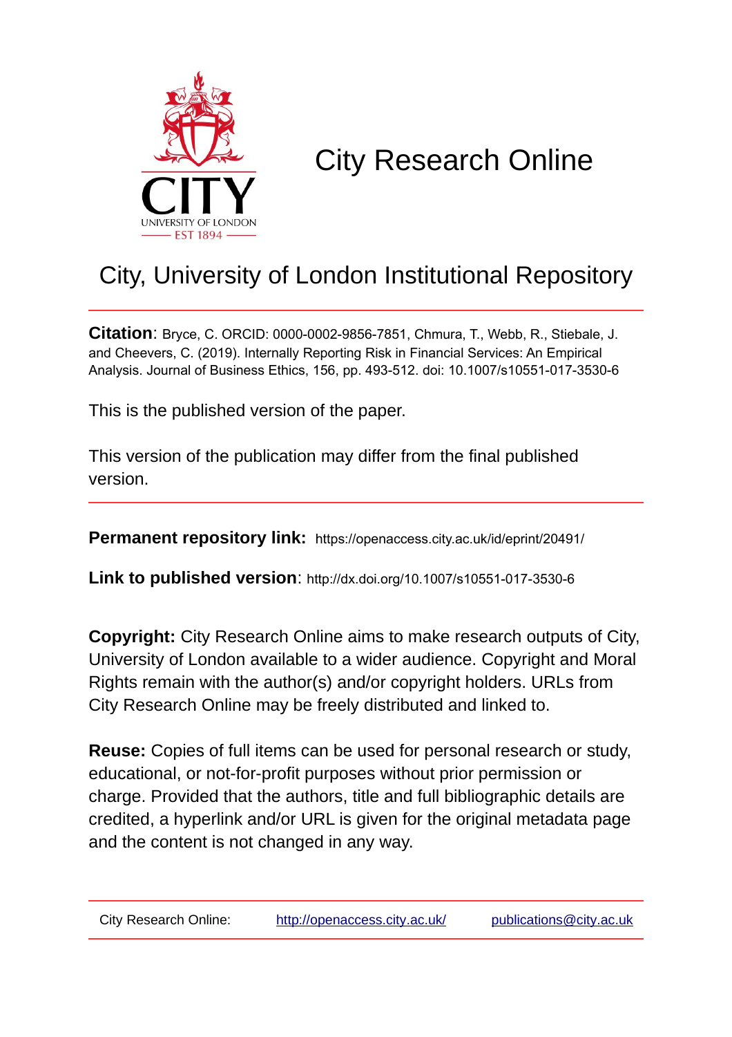# City Research Online

## City, University of London Institutional Repository

**Citation**: Bryce, C. ORCID: 0000-0002-9856-7851, Chmura, T., Webb, R., Stiebale, J. and Cheevers, C. (2019). Internally Reporting Risk in Financial Services: An Empirical Analysis. Journal of Business Ethics, 156, pp. 493-512. doi: 10.1007/s10551-017-3530-6

This is the published version of the paper.

This version of the publication may differ from the final published version.

**Permanent repository link:** https://openaccess.city.ac.uk/id/eprint/20491/

**Link to published version**: http://dx.doi.org/10.1007/s10551-017-3530-6

**Copyright:** City Research Online aims to make research outputs of City, University of London available to a wider audience. Copyright and Moral Rights remain with the author(s) and/or copyright holders. URLs from City Research Online may be freely distributed and linked to.

**Reuse:** Copies of full items can be used for personal research or study, educational, or not-for-profit purposes without prior permission or charge. Provided that the authors, title and full bibliographic details are credited, a hyperlink and/or URL is given for the original metadata page and the content is not changed in any way.

City Research Online: http://openaccess.city.ac.uk/ publications@city.ac.uk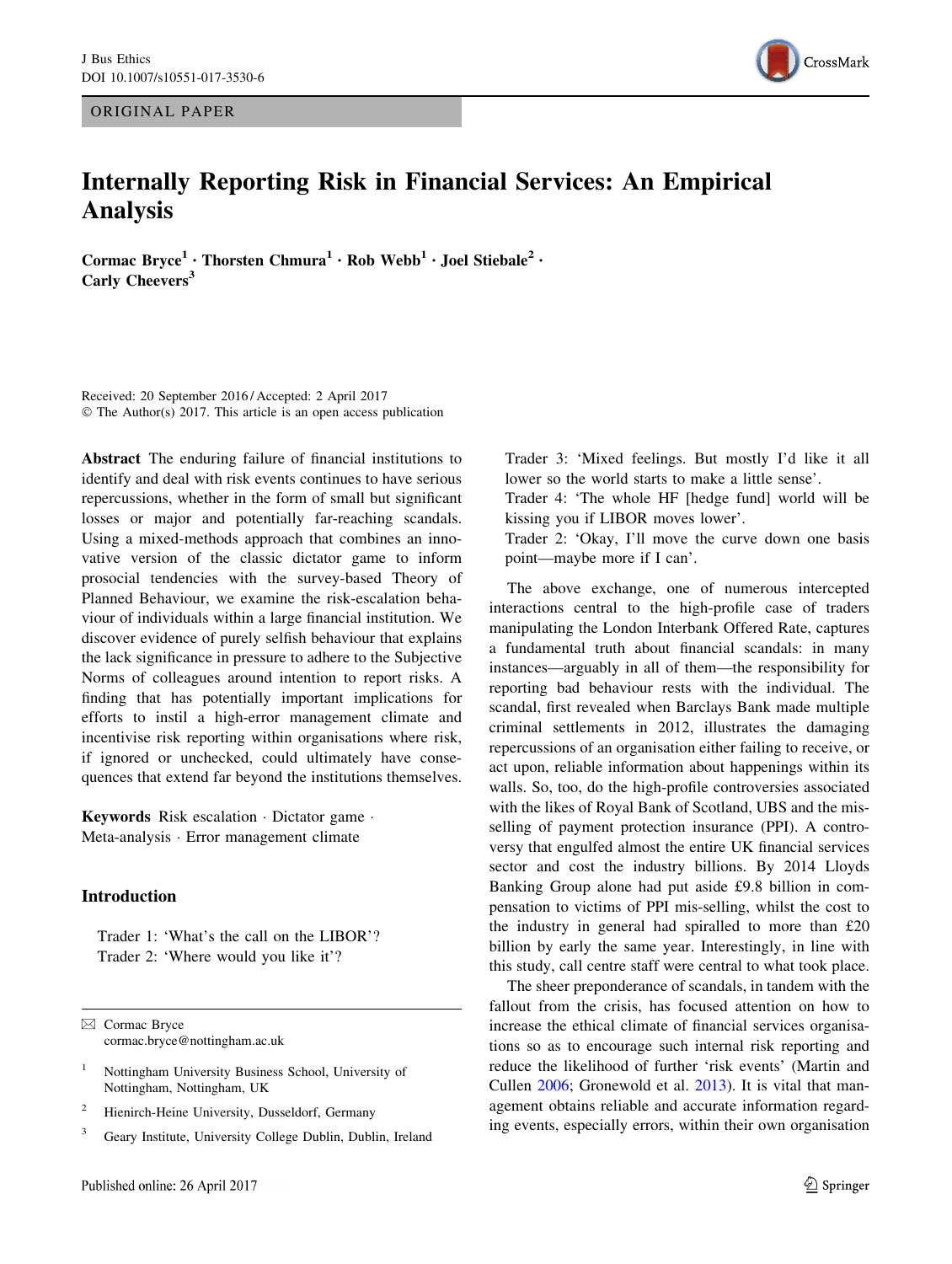# Internally Reporting Risk in Financial Services: An Empirical Analysis

**Cormac Bryce**[1] · **Thorsten Chmura**[1] · **Rob Webb**[1] · **Joel Stiebale**[2] · **Carly Cheevers**[3]

Received: 20 September 2016 / Accepted: 2 April 2017
© The Author(s) 2017. This article is an open access publication

**Abstract** The enduring failure of financial institutions to identify and deal with risk events continues to have serious repercussions, whether in the form of small but significant losses or major and potentially far-reaching scandals. Using a mixed-methods approach that combines an innovative version of the classic dictator game to inform prosocial tendencies with the survey-based Theory of Planned Behaviour, we examine the risk-escalation behaviour of individuals within a large financial institution. We discover evidence of purely selfish behaviour that explains the lack significance in pressure to adhere to the Subjective Norms of colleagues around intention to report risks. A finding that has potentially important implications for efforts to instil a high-error management climate and incentivise risk reporting within organisations where risk, if ignored or unchecked, could ultimately have consequences that extend far beyond the institutions themselves.

**Keywords** Risk escalation · Dictator game · Meta-analysis · Error management climate

## Introduction

> Trader 1: 'What's the call on the LIBOR'?
> Trader 2: 'Where would you like it'?
> Trader 3: 'Mixed feelings. But mostly I'd like it all lower so the world starts to make a little sense'.
> Trader 4: 'The whole HF [hedge fund] world will be kissing you if LIBOR moves lower'.
> Trader 2: 'Okay, I'll move the curve down one basis point—maybe more if I can'.

The above exchange, one of numerous intercepted interactions central to the high-profile case of traders manipulating the London Interbank Offered Rate, captures a fundamental truth about financial scandals: in many instances—arguably in all of them—the responsibility for reporting bad behaviour rests with the individual. The scandal, first revealed when Barclays Bank made multiple criminal settlements in 2012, illustrates the damaging repercussions of an organisation either failing to receive, or act upon, reliable information about happenings within its walls. So, too, do the high-profile controversies associated with the likes of Royal Bank of Scotland, UBS and the mis-selling of payment protection insurance (PPI). A controversy that engulfed almost the entire UK financial services sector and cost the industry billions. By 2014 Lloyds Banking Group alone had put aside £9.8 billion in compensation to victims of PPI mis-selling, whilst the cost to the industry in general had spiralled to more than £20 billion by early the same year. Interestingly, in line with this study, call centre staff were central to what took place.

The sheer preponderance of scandals, in tandem with the fallout from the crisis, has focused attention on how to increase the ethical climate of financial services organisations so as to encourage such internal risk reporting and reduce the likelihood of further 'risk events' (Martin and Cullen 2006; Gronewold et al. 2013). It is vital that management obtains reliable and accurate information regarding events, especially errors, within their own organisation

---

✉ Cormac Bryce
cormac.bryce@nottingham.ac.uk

[1] Nottingham University Business School, University of Nottingham, Nottingham, UK

[2] Hienirch-Heine University, Dusseldorf, Germany

[3] Geary Institute, University College Dublin, Dublin, Ireland

Published online: 26 April 2017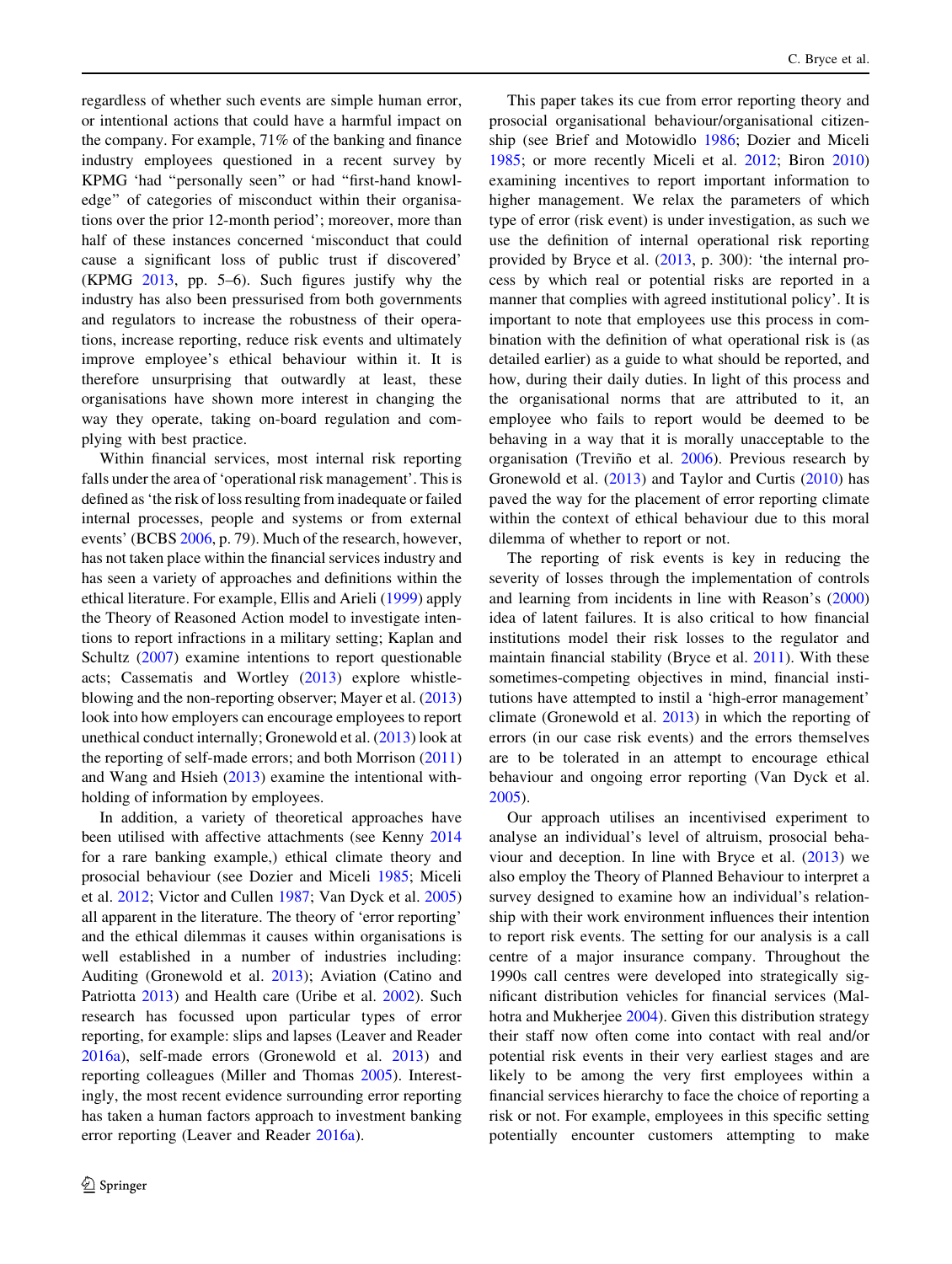regardless of whether such events are simple human error, or intentional actions that could have a harmful impact on the company. For example, 71% of the banking and finance industry employees questioned in a recent survey by KPMG 'had "personally seen" or had "first-hand knowledge" of categories of misconduct within their organisations over the prior 12-month period'; moreover, more than half of these instances concerned 'misconduct that could cause a significant loss of public trust if discovered' (KPMG 2013, pp. 5–6). Such figures justify why the industry has also been pressurised from both governments and regulators to increase the robustness of their operations, increase reporting, reduce risk events and ultimately improve employee's ethical behaviour within it. It is therefore unsurprising that outwardly at least, these organisations have shown more interest in changing the way they operate, taking on-board regulation and complying with best practice.

Within financial services, most internal risk reporting falls under the area of 'operational risk management'. This is defined as 'the risk of loss resulting from inadequate or failed internal processes, people and systems or from external events' (BCBS 2006, p. 79). Much of the research, however, has not taken place within the financial services industry and has seen a variety of approaches and definitions within the ethical literature. For example, Ellis and Arieli (1999) apply the Theory of Reasoned Action model to investigate intentions to report infractions in a military setting; Kaplan and Schultz (2007) examine intentions to report questionable acts; Cassematis and Wortley (2013) explore whistle-blowing and the non-reporting observer; Mayer et al. (2013) look into how employers can encourage employees to report unethical conduct internally; Gronewold et al. (2013) look at the reporting of self-made errors; and both Morrison (2011) and Wang and Hsieh (2013) examine the intentional withholding of information by employees.

In addition, a variety of theoretical approaches have been utilised with affective attachments (see Kenny 2014 for a rare banking example,) ethical climate theory and prosocial behaviour (see Dozier and Miceli 1985; Miceli et al. 2012; Victor and Cullen 1987; Van Dyck et al. 2005) all apparent in the literature. The theory of 'error reporting' and the ethical dilemmas it causes within organisations is well established in a number of industries including: Auditing (Gronewold et al. 2013); Aviation (Catino and Patriotta 2013) and Health care (Uribe et al. 2002). Such research has focussed upon particular types of error reporting, for example: slips and lapses (Leaver and Reader 2016a), self-made errors (Gronewold et al. 2013) and reporting colleagues (Miller and Thomas 2005). Interestingly, the most recent evidence surrounding error reporting has taken a human factors approach to investment banking error reporting (Leaver and Reader 2016a).

This paper takes its cue from error reporting theory and prosocial organisational behaviour/organisational citizenship (see Brief and Motowidlo 1986; Dozier and Miceli 1985; or more recently Miceli et al. 2012; Biron 2010) examining incentives to report important information to higher management. We relax the parameters of which type of error (risk event) is under investigation, as such we use the definition of internal operational risk reporting provided by Bryce et al. (2013, p. 300): 'the internal process by which real or potential risks are reported in a manner that complies with agreed institutional policy'. It is important to note that employees use this process in combination with the definition of what operational risk is (as detailed earlier) as a guide to what should be reported, and how, during their daily duties. In light of this process and the organisational norms that are attributed to it, an employee who fails to report would be deemed to be behaving in a way that it is morally unacceptable to the organisation (Treviño et al. 2006). Previous research by Gronewold et al. (2013) and Taylor and Curtis (2010) has paved the way for the placement of error reporting climate within the context of ethical behaviour due to this moral dilemma of whether to report or not.

The reporting of risk events is key in reducing the severity of losses through the implementation of controls and learning from incidents in line with Reason's (2000) idea of latent failures. It is also critical to how financial institutions model their risk losses to the regulator and maintain financial stability (Bryce et al. 2011). With these sometimes-competing objectives in mind, financial institutions have attempted to instil a 'high-error management' climate (Gronewold et al. 2013) in which the reporting of errors (in our case risk events) and the errors themselves are to be tolerated in an attempt to encourage ethical behaviour and ongoing error reporting (Van Dyck et al. 2005).

Our approach utilises an incentivised experiment to analyse an individual's level of altruism, prosocial behaviour and deception. In line with Bryce et al. (2013) we also employ the Theory of Planned Behaviour to interpret a survey designed to examine how an individual's relationship with their work environment influences their intention to report risk events. The setting for our analysis is a call centre of a major insurance company. Throughout the 1990s call centres were developed into strategically significant distribution vehicles for financial services (Malhotra and Mukherjee 2004). Given this distribution strategy their staff now often come into contact with real and/or potential risk events in their very earliest stages and are likely to be among the very first employees within a financial services hierarchy to face the choice of reporting a risk or not. For example, employees in this specific setting potentially encounter customers attempting to make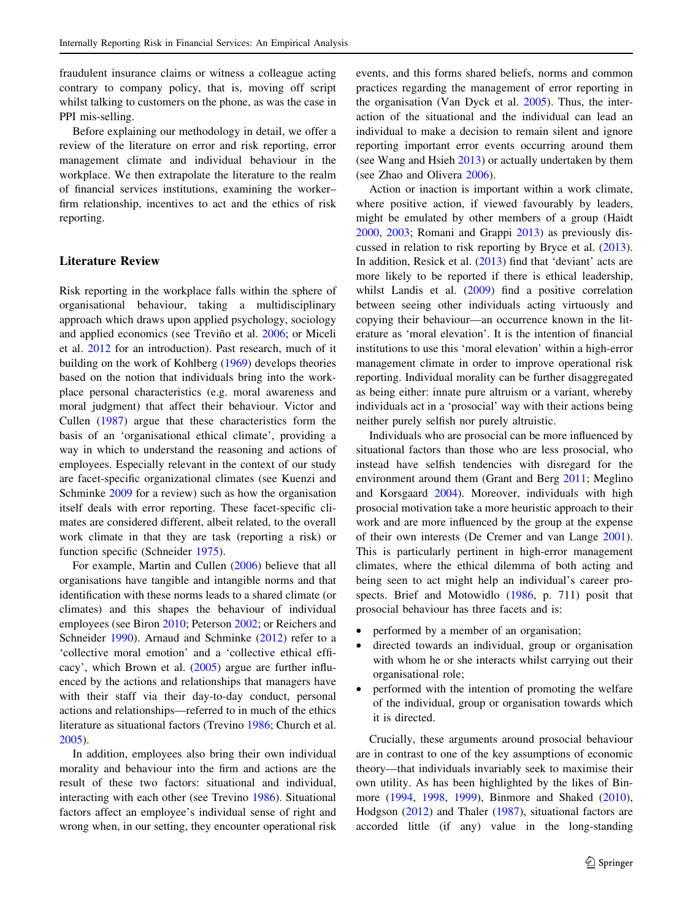fraudulent insurance claims or witness a colleague acting contrary to company policy, that is, moving off script whilst talking to customers on the phone, as was the case in PPI mis-selling.

Before explaining our methodology in detail, we offer a review of the literature on error and risk reporting, error management climate and individual behaviour in the workplace. We then extrapolate the literature to the realm of financial services institutions, examining the worker–firm relationship, incentives to act and the ethics of risk reporting.

## Literature Review

Risk reporting in the workplace falls within the sphere of organisational behaviour, taking a multidisciplinary approach which draws upon applied psychology, sociology and applied economics (see Treviño et al. 2006; or Miceli et al. 2012 for an introduction). Past research, much of it building on the work of Kohlberg (1969) develops theories based on the notion that individuals bring into the workplace personal characteristics (e.g. moral awareness and moral judgment) that affect their behaviour. Victor and Cullen (1987) argue that these characteristics form the basis of an 'organisational ethical climate', providing a way in which to understand the reasoning and actions of employees. Especially relevant in the context of our study are facet-specific organizational climates (see Kuenzi and Schminke 2009 for a review) such as how the organisation itself deals with error reporting. These facet-specific climates are considered different, albeit related, to the overall work climate in that they are task (reporting a risk) or function specific (Schneider 1975).

For example, Martin and Cullen (2006) believe that all organisations have tangible and intangible norms and that identification with these norms leads to a shared climate (or climates) and this shapes the behaviour of individual employees (see Biron 2010; Peterson 2002; or Reichers and Schneider 1990). Arnaud and Schminke (2012) refer to a 'collective moral emotion' and a 'collective ethical efficacy', which Brown et al. (2005) argue are further influenced by the actions and relationships that managers have with their staff via their day-to-day conduct, personal actions and relationships—referred to in much of the ethics literature as situational factors (Trevino 1986; Church et al. 2005).

In addition, employees also bring their own individual morality and behaviour into the firm and actions are the result of these two factors: situational and individual, interacting with each other (see Trevino 1986). Situational factors affect an employee's individual sense of right and wrong when, in our setting, they encounter operational risk events, and this forms shared beliefs, norms and common practices regarding the management of error reporting in the organisation (Van Dyck et al. 2005). Thus, the interaction of the situational and the individual can lead an individual to make a decision to remain silent and ignore reporting important error events occurring around them (see Wang and Hsieh 2013) or actually undertaken by them (see Zhao and Olivera 2006).

Action or inaction is important within a work climate, where positive action, if viewed favourably by leaders, might be emulated by other members of a group (Haidt 2000, 2003; Romani and Grappi 2013) as previously discussed in relation to risk reporting by Bryce et al. (2013). In addition, Resick et al. (2013) find that 'deviant' acts are more likely to be reported if there is ethical leadership, whilst Landis et al. (2009) find a positive correlation between seeing other individuals acting virtuously and copying their behaviour—an occurrence known in the literature as 'moral elevation'. It is the intention of financial institutions to use this 'moral elevation' within a high-error management climate in order to improve operational risk reporting. Individual morality can be further disaggregated as being either: innate pure altruism or a variant, whereby individuals act in a 'prosocial' way with their actions being neither purely selfish nor purely altruistic.

Individuals who are prosocial can be more influenced by situational factors than those who are less prosocial, who instead have selfish tendencies with disregard for the environment around them (Grant and Berg 2011; Meglino and Korsgaard 2004). Moreover, individuals with high prosocial motivation take a more heuristic approach to their work and are more influenced by the group at the expense of their own interests (De Cremer and van Lange 2001). This is particularly pertinent in high-error management climates, where the ethical dilemma of both acting and being seen to act might help an individual's career prospects. Brief and Motowidlo (1986, p. 711) posit that prosocial behaviour has three facets and is:

- performed by a member of an organisation;
- directed towards an individual, group or organisation with whom he or she interacts whilst carrying out their organisational role;
- performed with the intention of promoting the welfare of the individual, group or organisation towards which it is directed.

Crucially, these arguments around prosocial behaviour are in contrast to one of the key assumptions of economic theory—that individuals invariably seek to maximise their own utility. As has been highlighted by the likes of Binmore (1994, 1998, 1999), Binmore and Shaked (2010), Hodgson (2012) and Thaler (1987), situational factors are accorded little (if any) value in the long-standing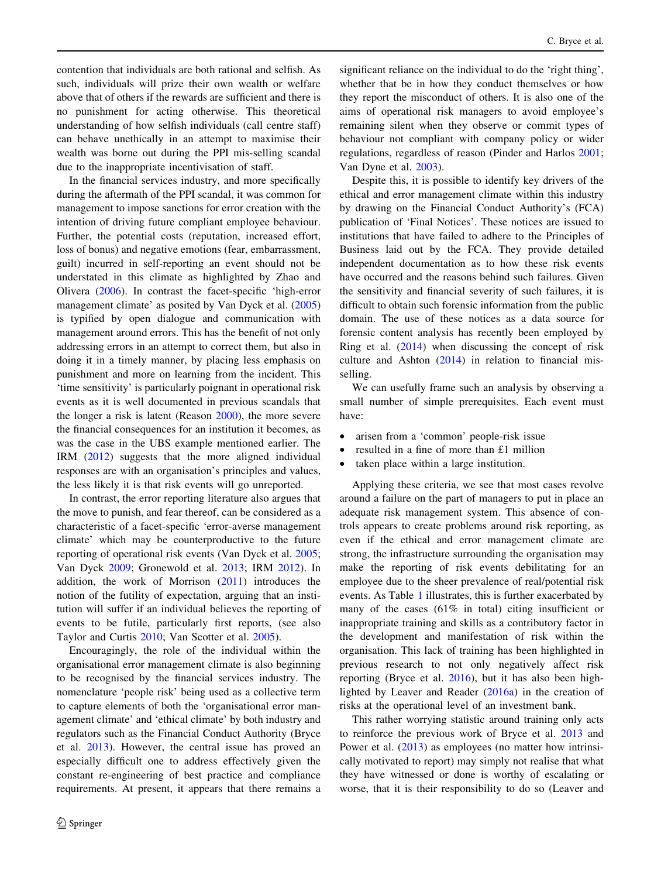contention that individuals are both rational and selfish. As such, individuals will prize their own wealth or welfare above that of others if the rewards are sufficient and there is no punishment for acting otherwise. This theoretical understanding of how selfish individuals (call centre staff) can behave unethically in an attempt to maximise their wealth was borne out during the PPI mis-selling scandal due to the inappropriate incentivisation of staff.

In the financial services industry, and more specifically during the aftermath of the PPI scandal, it was common for management to impose sanctions for error creation with the intention of driving future compliant employee behaviour. Further, the potential costs (reputation, increased effort, loss of bonus) and negative emotions (fear, embarrassment, guilt) incurred in self-reporting an event should not be understated in this climate as highlighted by Zhao and Olivera (2006). In contrast the facet-specific 'high-error management climate' as posited by Van Dyck et al. (2005) is typified by open dialogue and communication with management around errors. This has the benefit of not only addressing errors in an attempt to correct them, but also in doing it in a timely manner, by placing less emphasis on punishment and more on learning from the incident. This 'time sensitivity' is particularly poignant in operational risk events as it is well documented in previous scandals that the longer a risk is latent (Reason 2000), the more severe the financial consequences for an institution it becomes, as was the case in the UBS example mentioned earlier. The IRM (2012) suggests that the more aligned individual responses are with an organisation's principles and values, the less likely it is that risk events will go unreported.

In contrast, the error reporting literature also argues that the move to punish, and fear thereof, can be considered as a characteristic of a facet-specific 'error-averse management climate' which may be counterproductive to the future reporting of operational risk events (Van Dyck et al. 2005; Van Dyck 2009; Gronewold et al. 2013; IRM 2012). In addition, the work of Morrison (2011) introduces the notion of the futility of expectation, arguing that an institution will suffer if an individual believes the reporting of events to be futile, particularly first reports, (see also Taylor and Curtis 2010; Van Scotter et al. 2005).

Encouragingly, the role of the individual within the organisational error management climate is also beginning to be recognised by the financial services industry. The nomenclature 'people risk' being used as a collective term to capture elements of both the 'organisational error management climate' and 'ethical climate' by both industry and regulators such as the Financial Conduct Authority (Bryce et al. 2013). However, the central issue has proved an especially difficult one to address effectively given the constant re-engineering of best practice and compliance requirements. At present, it appears that there remains a significant reliance on the individual to do the 'right thing', whether that be in how they conduct themselves or how they report the misconduct of others. It is also one of the aims of operational risk managers to avoid employee's remaining silent when they observe or commit types of behaviour not compliant with company policy or wider regulations, regardless of reason (Pinder and Harlos 2001; Van Dyne et al. 2003).

Despite this, it is possible to identify key drivers of the ethical and error management climate within this industry by drawing on the Financial Conduct Authority's (FCA) publication of 'Final Notices'. These notices are issued to institutions that have failed to adhere to the Principles of Business laid out by the FCA. They provide detailed independent documentation as to how these risk events have occurred and the reasons behind such failures. Given the sensitivity and financial severity of such failures, it is difficult to obtain such forensic information from the public domain. The use of these notices as a data source for forensic content analysis has recently been employed by Ring et al. (2014) when discussing the concept of risk culture and Ashton (2014) in relation to financial mis-selling.

We can usefully frame such an analysis by observing a small number of simple prerequisites. Each event must have:

- arisen from a 'common' people-risk issue
- resulted in a fine of more than £1 million
- taken place within a large institution.

Applying these criteria, we see that most cases revolve around a failure on the part of managers to put in place an adequate risk management system. This absence of controls appears to create problems around risk reporting, as even if the ethical and error management climate are strong, the infrastructure surrounding the organisation may make the reporting of risk events debilitating for an employee due to the sheer prevalence of real/potential risk events. As Table 1 illustrates, this is further exacerbated by many of the cases (61% in total) citing insufficient or inappropriate training and skills as a contributory factor in the development and manifestation of risk within the organisation. This lack of training has been highlighted in previous research to not only negatively affect risk reporting (Bryce et al. 2016), but it has also been highlighted by Leaver and Reader (2016a) in the creation of risks at the operational level of an investment bank.

This rather worrying statistic around training only acts to reinforce the previous work of Bryce et al. 2013 and Power et al. (2013) as employees (no matter how intrinsically motivated to report) may simply not realise that what they have witnessed or done is worthy of escalating or worse, that it is their responsibility to do so (Leaver and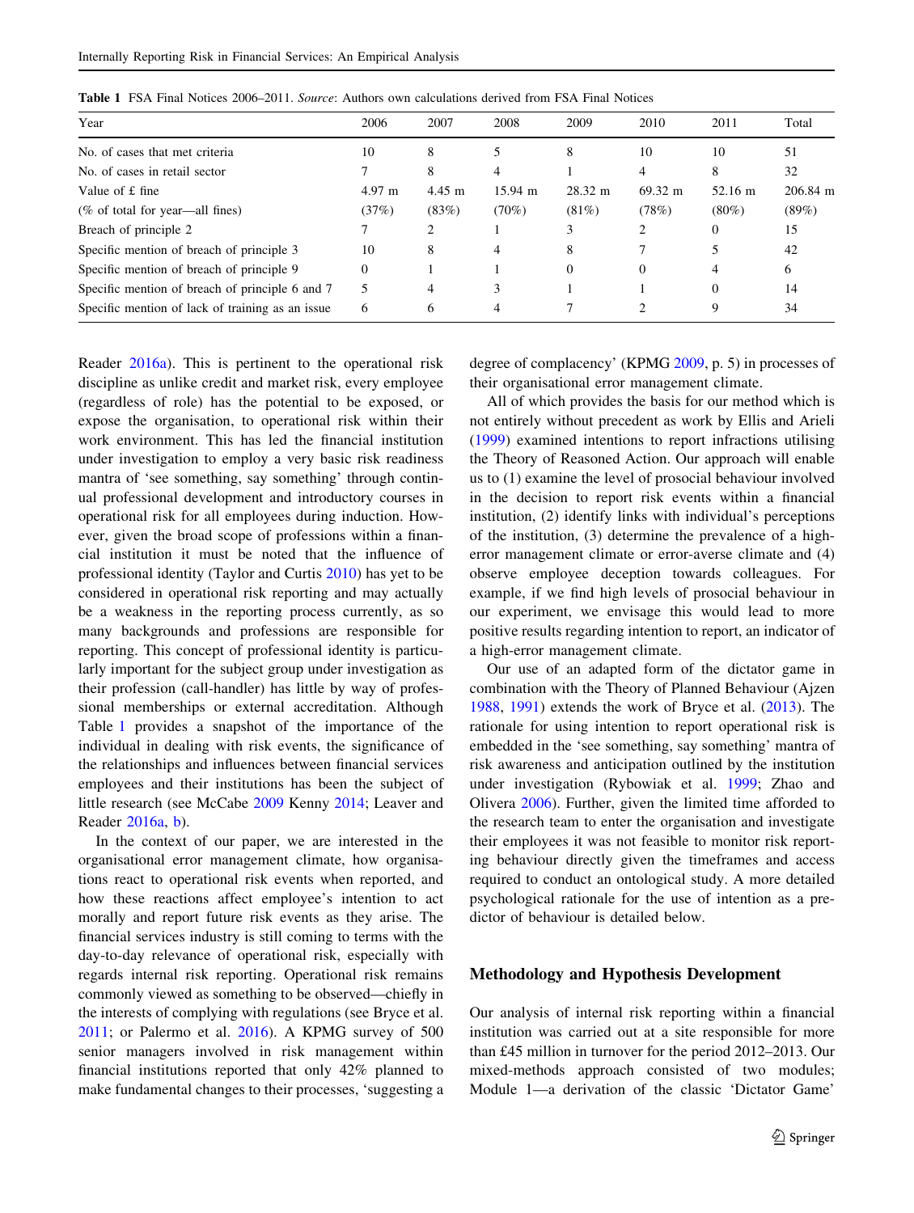Table 1 FSA Final Notices 2006–2011. *Source*: Authors own calculations derived from FSA Final Notices

| Year | 2006 | 2007 | 2008 | 2009 | 2010 | 2011 | Total |
|---|---|---|---|---|---|---|---|
| No. of cases that met criteria | 10 | 8 | 5 | 8 | 10 | 10 | 51 |
| No. of cases in retail sector | 7 | 8 | 4 | 1 | 4 | 8 | 32 |
| Value of £ fine | 4.97 m | 4.45 m | 15.94 m | 28.32 m | 69.32 m | 52.16 m | 206.84 m |
| (% of total for year—all fines) | (37%) | (83%) | (70%) | (81%) | (78%) | (80%) | (89%) |
| Breach of principle 2 | 7 | 2 | 1 | 3 | 2 | 0 | 15 |
| Specific mention of breach of principle 3 | 10 | 8 | 4 | 8 | 7 | 5 | 42 |
| Specific mention of breach of principle 9 | 0 | 1 | 1 | 0 | 0 | 4 | 6 |
| Specific mention of breach of principle 6 and 7 | 5 | 4 | 3 | 1 | 1 | 0 | 14 |
| Specific mention of lack of training as an issue | 6 | 6 | 4 | 7 | 2 | 9 | 34 |

Reader 2016a). This is pertinent to the operational risk discipline as unlike credit and market risk, every employee (regardless of role) has the potential to be exposed, or expose the organisation, to operational risk within their work environment. This has led the financial institution under investigation to employ a very basic risk readiness mantra of 'see something, say something' through continual professional development and introductory courses in operational risk for all employees during induction. However, given the broad scope of professions within a financial institution it must be noted that the influence of professional identity (Taylor and Curtis 2010) has yet to be considered in operational risk reporting and may actually be a weakness in the reporting process currently, as so many backgrounds and professions are responsible for reporting. This concept of professional identity is particularly important for the subject group under investigation as their profession (call-handler) has little by way of professional memberships or external accreditation. Although Table 1 provides a snapshot of the importance of the individual in dealing with risk events, the significance of the relationships and influences between financial services employees and their institutions has been the subject of little research (see McCabe 2009 Kenny 2014; Leaver and Reader 2016a, b).

In the context of our paper, we are interested in the organisational error management climate, how organisations react to operational risk events when reported, and how these reactions affect employee's intention to act morally and report future risk events as they arise. The financial services industry is still coming to terms with the day-to-day relevance of operational risk, especially with regards internal risk reporting. Operational risk remains commonly viewed as something to be observed—chiefly in the interests of complying with regulations (see Bryce et al. 2011; or Palermo et al. 2016). A KPMG survey of 500 senior managers involved in risk management within financial institutions reported that only 42% planned to make fundamental changes to their processes, 'suggesting a degree of complacency' (KPMG 2009, p. 5) in processes of their organisational error management climate.

All of which provides the basis for our method which is not entirely without precedent as work by Ellis and Arieli (1999) examined intentions to report infractions utilising the Theory of Reasoned Action. Our approach will enable us to (1) examine the level of prosocial behaviour involved in the decision to report risk events within a financial institution, (2) identify links with individual's perceptions of the institution, (3) determine the prevalence of a high-error management climate or error-averse climate and (4) observe employee deception towards colleagues. For example, if we find high levels of prosocial behaviour in our experiment, we envisage this would lead to more positive results regarding intention to report, an indicator of a high-error management climate.

Our use of an adapted form of the dictator game in combination with the Theory of Planned Behaviour (Ajzen 1988, 1991) extends the work of Bryce et al. (2013). The rationale for using intention to report operational risk is embedded in the 'see something, say something' mantra of risk awareness and anticipation outlined by the institution under investigation (Rybowiak et al. 1999; Zhao and Olivera 2006). Further, given the limited time afforded to the research team to enter the organisation and investigate their employees it was not feasible to monitor risk reporting behaviour directly given the timeframes and access required to conduct an ontological study. A more detailed psychological rationale for the use of intention as a predictor of behaviour is detailed below.

## Methodology and Hypothesis Development

Our analysis of internal risk reporting within a financial institution was carried out at a site responsible for more than £45 million in turnover for the period 2012–2013. Our mixed-methods approach consisted of two modules; Module 1—a derivation of the classic 'Dictator Game'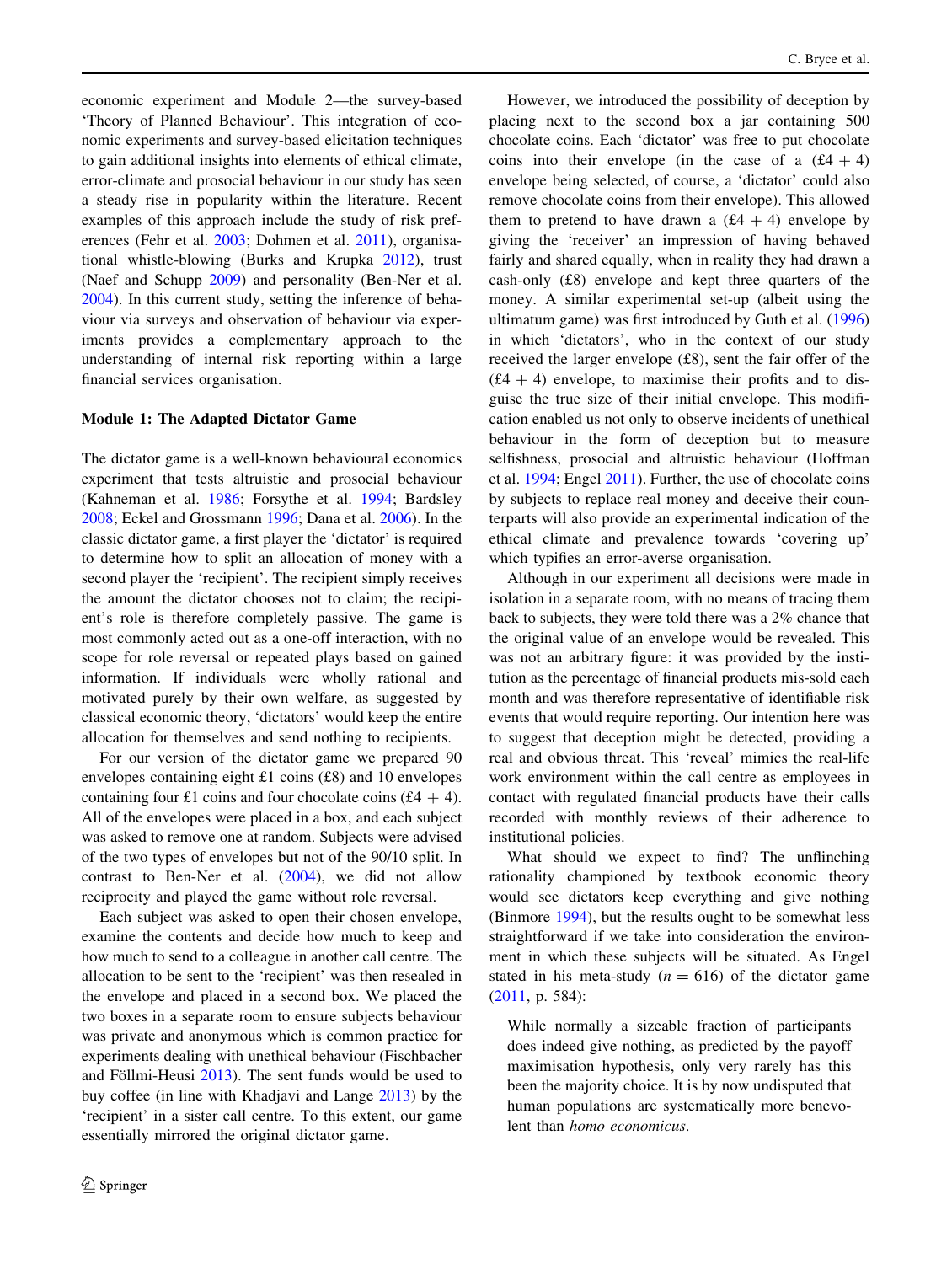economic experiment and Module 2—the survey-based 'Theory of Planned Behaviour'. This integration of economic experiments and survey-based elicitation techniques to gain additional insights into elements of ethical climate, error-climate and prosocial behaviour in our study has seen a steady rise in popularity within the literature. Recent examples of this approach include the study of risk preferences (Fehr et al. 2003; Dohmen et al. 2011), organisational whistle-blowing (Burks and Krupka 2012), trust (Naef and Schupp 2009) and personality (Ben-Ner et al. 2004). In this current study, setting the inference of behaviour via surveys and observation of behaviour via experiments provides a complementary approach to the understanding of internal risk reporting within a large financial services organisation.

**Module 1: The Adapted Dictator Game**

The dictator game is a well-known behavioural economics experiment that tests altruistic and prosocial behaviour (Kahneman et al. 1986; Forsythe et al. 1994; Bardsley 2008; Eckel and Grossmann 1996; Dana et al. 2006). In the classic dictator game, a first player the 'dictator' is required to determine how to split an allocation of money with a second player the 'recipient'. The recipient simply receives the amount the dictator chooses not to claim; the recipient's role is therefore completely passive. The game is most commonly acted out as a one-off interaction, with no scope for role reversal or repeated plays based on gained information. If individuals were wholly rational and motivated purely by their own welfare, as suggested by classical economic theory, 'dictators' would keep the entire allocation for themselves and send nothing to recipients.

For our version of the dictator game we prepared 90 envelopes containing eight £1 coins (£8) and 10 envelopes containing four £1 coins and four chocolate coins (£4 + 4). All of the envelopes were placed in a box, and each subject was asked to remove one at random. Subjects were advised of the two types of envelopes but not of the 90/10 split. In contrast to Ben-Ner et al. (2004), we did not allow reciprocity and played the game without role reversal.

Each subject was asked to open their chosen envelope, examine the contents and decide how much to keep and how much to send to a colleague in another call centre. The allocation to be sent to the 'recipient' was then resealed in the envelope and placed in a second box. We placed the two boxes in a separate room to ensure subjects behaviour was private and anonymous which is common practice for experiments dealing with unethical behaviour (Fischbacher and Föllmi-Heusi 2013). The sent funds would be used to buy coffee (in line with Khadjavi and Lange 2013) by the 'recipient' in a sister call centre. To this extent, our game essentially mirrored the original dictator game.

However, we introduced the possibility of deception by placing next to the second box a jar containing 500 chocolate coins. Each 'dictator' was free to put chocolate coins into their envelope (in the case of a (£4 + 4) envelope being selected, of course, a 'dictator' could also remove chocolate coins from their envelope). This allowed them to pretend to have drawn a (£4 + 4) envelope by giving the 'receiver' an impression of having behaved fairly and shared equally, when in reality they had drawn a cash-only (£8) envelope and kept three quarters of the money. A similar experimental set-up (albeit using the ultimatum game) was first introduced by Guth et al. (1996) in which 'dictators', who in the context of our study received the larger envelope (£8), sent the fair offer of the (£4 + 4) envelope, to maximise their profits and to disguise the true size of their initial envelope. This modification enabled us not only to observe incidents of unethical behaviour in the form of deception but to measure selfishness, prosocial and altruistic behaviour (Hoffman et al. 1994; Engel 2011). Further, the use of chocolate coins by subjects to replace real money and deceive their counterparts will also provide an experimental indication of the ethical climate and prevalence towards 'covering up' which typifies an error-averse organisation.

Although in our experiment all decisions were made in isolation in a separate room, with no means of tracing them back to subjects, they were told there was a 2% chance that the original value of an envelope would be revealed. This was not an arbitrary figure: it was provided by the institution as the percentage of financial products mis-sold each month and was therefore representative of identifiable risk events that would require reporting. Our intention here was to suggest that deception might be detected, providing a real and obvious threat. This 'reveal' mimics the real-life work environment within the call centre as employees in contact with regulated financial products have their calls recorded with monthly reviews of their adherence to institutional policies.

What should we expect to find? The unflinching rationality championed by textbook economic theory would see dictators keep everything and give nothing (Binmore 1994), but the results ought to be somewhat less straightforward if we take into consideration the environment in which these subjects will be situated. As Engel stated in his meta-study ($n = 616$) of the dictator game (2011, p. 584):

> While normally a sizeable fraction of participants does indeed give nothing, as predicted by the payoff maximisation hypothesis, only very rarely has this been the majority choice. It is by now undisputed that human populations are systematically more benevolent than *homo economicus*.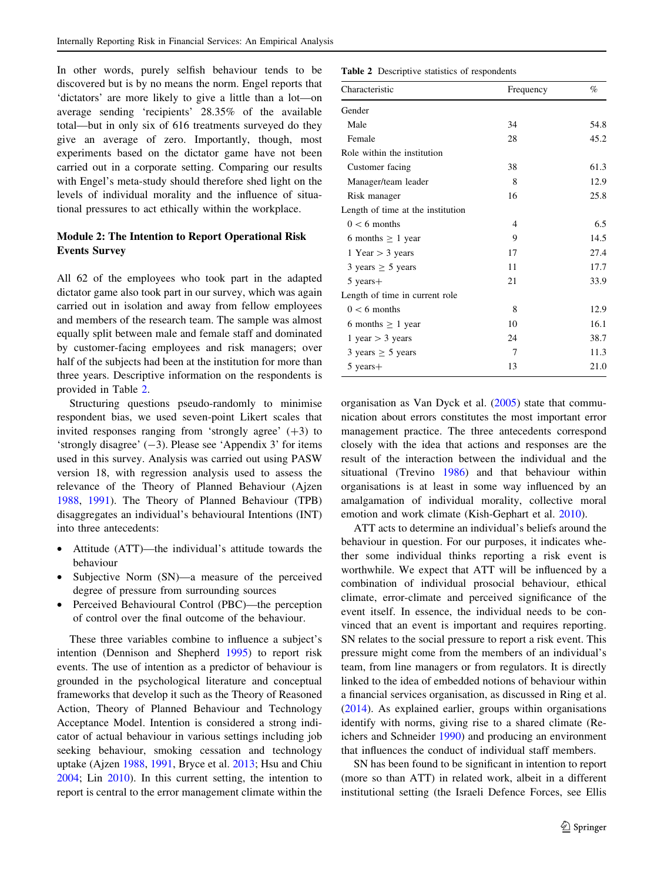In other words, purely selfish behaviour tends to be discovered but is by no means the norm. Engel reports that 'dictators' are more likely to give a little than a lot—on average sending 'recipients' 28.35% of the available total—but in only six of 616 treatments surveyed do they give an average of zero. Importantly, though, most experiments based on the dictator game have not been carried out in a corporate setting. Comparing our results with Engel's meta-study should therefore shed light on the levels of individual morality and the influence of situational pressures to act ethically within the workplace.

**Module 2: The Intention to Report Operational Risk Events Survey**

All 62 of the employees who took part in the adapted dictator game also took part in our survey, which was again carried out in isolation and away from fellow employees and members of the research team. The sample was almost equally split between male and female staff and dominated by customer-facing employees and risk managers; over half of the subjects had been at the institution for more than three years. Descriptive information on the respondents is provided in Table 2.

**Table 2** Descriptive statistics of respondents

| Characteristic | Frequency | % |
|---|---|---|
| Gender | | |
| Male | 34 | 54.8 |
| Female | 28 | 45.2 |
| Role within the institution | | |
| Customer facing | 38 | 61.3 |
| Manager/team leader | 8 | 12.9 |
| Risk manager | 16 | 25.8 |
| Length of time at the institution | | |
| 0 < 6 months | 4 | 6.5 |
| 6 months ≥ 1 year | 9 | 14.5 |
| 1 Year > 3 years | 17 | 27.4 |
| 3 years ≥ 5 years | 11 | 17.7 |
| 5 years+ | 21 | 33.9 |
| Length of time in current role | | |
| 0 < 6 months | 8 | 12.9 |
| 6 months ≥ 1 year | 10 | 16.1 |
| 1 year > 3 years | 24 | 38.7 |
| 3 years ≥ 5 years | 7 | 11.3 |
| 5 years+ | 13 | 21.0 |

Structuring questions pseudo-randomly to minimise respondent bias, we used seven-point Likert scales that invited responses ranging from 'strongly agree' (+3) to 'strongly disagree' (−3). Please see 'Appendix 3' for items used in this survey. Analysis was carried out using PASW version 18, with regression analysis used to assess the relevance of the Theory of Planned Behaviour (Ajzen 1988, 1991). The Theory of Planned Behaviour (TPB) disaggregates an individual's behavioural Intentions (INT) into three antecedents:

- Attitude (ATT)—the individual's attitude towards the behaviour
- Subjective Norm (SN)—a measure of the perceived degree of pressure from surrounding sources
- Perceived Behavioural Control (PBC)—the perception of control over the final outcome of the behaviour.

These three variables combine to influence a subject's intention (Dennison and Shepherd 1995) to report risk events. The use of intention as a predictor of behaviour is grounded in the psychological literature and conceptual frameworks that develop it such as the Theory of Reasoned Action, Theory of Planned Behaviour and Technology Acceptance Model. Intention is considered a strong indicator of actual behaviour in various settings including job seeking behaviour, smoking cessation and technology uptake (Ajzen 1988, 1991, Bryce et al. 2013; Hsu and Chiu 2004; Lin 2010). In this current setting, the intention to report is central to the error management climate within the organisation as Van Dyck et al. (2005) state that communication about errors constitutes the most important error management practice. The three antecedents correspond closely with the idea that actions and responses are the result of the interaction between the individual and the situational (Trevino 1986) and that behaviour within organisations is at least in some way influenced by an amalgamation of individual morality, collective moral emotion and work climate (Kish-Gephart et al. 2010).

ATT acts to determine an individual's beliefs around the behaviour in question. For our purposes, it indicates whether some individual thinks reporting a risk event is worthwhile. We expect that ATT will be influenced by a combination of individual prosocial behaviour, ethical climate, error-climate and perceived significance of the event itself. In essence, the individual needs to be convinced that an event is important and requires reporting. SN relates to the social pressure to report a risk event. This pressure might come from the members of an individual's team, from line managers or from regulators. It is directly linked to the idea of embedded notions of behaviour within a financial services organisation, as discussed in Ring et al. (2014). As explained earlier, groups within organisations identify with norms, giving rise to a shared climate (Reichers and Schneider 1990) and producing an environment that influences the conduct of individual staff members.

SN has been found to be significant in intention to report (more so than ATT) in related work, albeit in a different institutional setting (the Israeli Defence Forces, see Ellis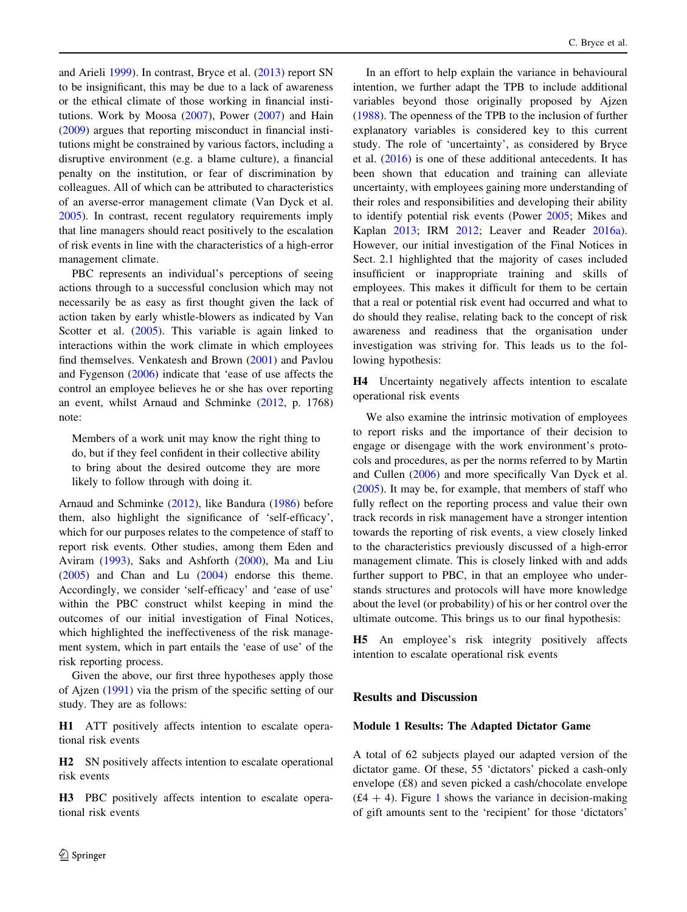and Arieli 1999). In contrast, Bryce et al. (2013) report SN to be insignificant, this may be due to a lack of awareness or the ethical climate of those working in financial institutions. Work by Moosa (2007), Power (2007) and Hain (2009) argues that reporting misconduct in financial institutions might be constrained by various factors, including a disruptive environment (e.g. a blame culture), a financial penalty on the institution, or fear of discrimination by colleagues. All of which can be attributed to characteristics of an averse-error management climate (Van Dyck et al. 2005). In contrast, recent regulatory requirements imply that line managers should react positively to the escalation of risk events in line with the characteristics of a high-error management climate.

PBC represents an individual's perceptions of seeing actions through to a successful conclusion which may not necessarily be as easy as first thought given the lack of action taken by early whistle-blowers as indicated by Van Scotter et al. (2005). This variable is again linked to interactions within the work climate in which employees find themselves. Venkatesh and Brown (2001) and Pavlou and Fygenson (2006) indicate that 'ease of use affects the control an employee believes he or she has over reporting an event, whilst Arnaud and Schminke (2012, p. 1768) note:

> Members of a work unit may know the right thing to do, but if they feel confident in their collective ability to bring about the desired outcome they are more likely to follow through with doing it.

Arnaud and Schminke (2012), like Bandura (1986) before them, also highlight the significance of 'self-efficacy', which for our purposes relates to the competence of staff to report risk events. Other studies, among them Eden and Aviram (1993), Saks and Ashforth (2000), Ma and Liu (2005) and Chan and Lu (2004) endorse this theme. Accordingly, we consider 'self-efficacy' and 'ease of use' within the PBC construct whilst keeping in mind the outcomes of our initial investigation of Final Notices, which highlighted the ineffectiveness of the risk management system, which in part entails the 'ease of use' of the risk reporting process.

Given the above, our first three hypotheses apply those of Ajzen (1991) via the prism of the specific setting of our study. They are as follows:

**H1** ATT positively affects intention to escalate operational risk events

**H2** SN positively affects intention to escalate operational risk events

**H3** PBC positively affects intention to escalate operational risk events

In an effort to help explain the variance in behavioural intention, we further adapt the TPB to include additional variables beyond those originally proposed by Ajzen (1988). The openness of the TPB to the inclusion of further explanatory variables is considered key to this current study. The role of 'uncertainty', as considered by Bryce et al. (2016) is one of these additional antecedents. It has been shown that education and training can alleviate uncertainty, with employees gaining more understanding of their roles and responsibilities and developing their ability to identify potential risk events (Power 2005; Mikes and Kaplan 2013; IRM 2012; Leaver and Reader 2016a). However, our initial investigation of the Final Notices in Sect. 2.1 highlighted that the majority of cases included insufficient or inappropriate training and skills of employees. This makes it difficult for them to be certain that a real or potential risk event had occurred and what to do should they realise, relating back to the concept of risk awareness and readiness that the organisation under investigation was striving for. This leads us to the following hypothesis:

**H4** Uncertainty negatively affects intention to escalate operational risk events

We also examine the intrinsic motivation of employees to report risks and the importance of their decision to engage or disengage with the work environment's protocols and procedures, as per the norms referred to by Martin and Cullen (2006) and more specifically Van Dyck et al. (2005). It may be, for example, that members of staff who fully reflect on the reporting process and value their own track records in risk management have a stronger intention towards the reporting of risk events, a view closely linked to the characteristics previously discussed of a high-error management climate. This is closely linked with and adds further support to PBC, in that an employee who understands structures and protocols will have more knowledge about the level (or probability) of his or her control over the ultimate outcome. This brings us to our final hypothesis:

**H5** An employee's risk integrity positively affects intention to escalate operational risk events

## Results and Discussion

### Module 1 Results: The Adapted Dictator Game

A total of 62 subjects played our adapted version of the dictator game. Of these, 55 'dictators' picked a cash-only envelope (£8) and seven picked a cash/chocolate envelope (£4 + 4). Figure 1 shows the variance in decision-making of gift amounts sent to the 'recipient' for those 'dictators'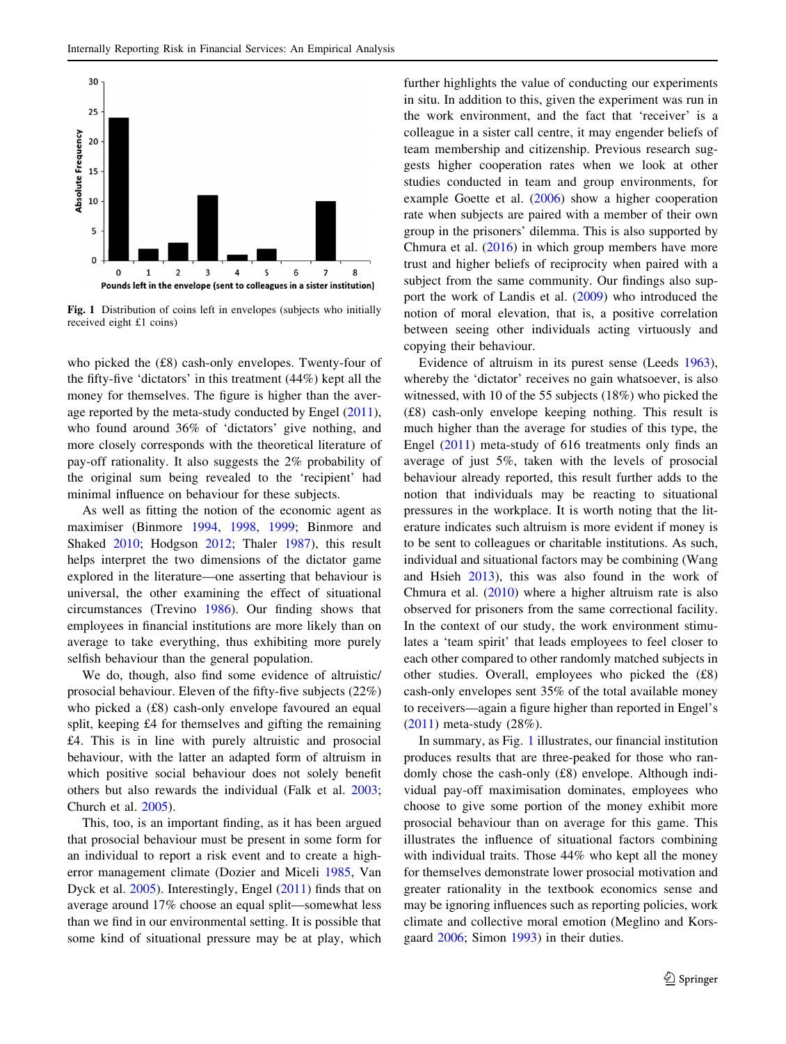**Fig. 1** Distribution of coins left in envelopes (subjects who initially received eight £1 coins)

who picked the (£8) cash-only envelopes. Twenty-four of the fifty-five 'dictators' in this treatment (44%) kept all the money for themselves. The figure is higher than the average reported by the meta-study conducted by Engel (2011), who found around 36% of 'dictators' give nothing, and more closely corresponds with the theoretical literature of pay-off rationality. It also suggests the 2% probability of the original sum being revealed to the 'recipient' had minimal influence on behaviour for these subjects.

As well as fitting the notion of the economic agent as maximiser (Binmore 1994, 1998, 1999; Binmore and Shaked 2010; Hodgson 2012; Thaler 1987), this result helps interpret the two dimensions of the dictator game explored in the literature—one asserting that behaviour is universal, the other examining the effect of situational circumstances (Trevino 1986). Our finding shows that employees in financial institutions are more likely than on average to take everything, thus exhibiting more purely selfish behaviour than the general population.

We do, though, also find some evidence of altruistic/prosocial behaviour. Eleven of the fifty-five subjects (22%) who picked a (£8) cash-only envelope favoured an equal split, keeping £4 for themselves and gifting the remaining £4. This is in line with purely altruistic and prosocial behaviour, with the latter an adapted form of altruism in which positive social behaviour does not solely benefit others but also rewards the individual (Falk et al. 2003; Church et al. 2005).

This, too, is an important finding, as it has been argued that prosocial behaviour must be present in some form for an individual to report a risk event and to create a high-error management climate (Dozier and Miceli 1985, Van Dyck et al. 2005). Interestingly, Engel (2011) finds that on average around 17% choose an equal split—somewhat less than we find in our environmental setting. It is possible that some kind of situational pressure may be at play, which further highlights the value of conducting our experiments in situ. In addition to this, given the experiment was run in the work environment, and the fact that 'receiver' is a colleague in a sister call centre, it may engender beliefs of team membership and citizenship. Previous research suggests higher cooperation rates when we look at other studies conducted in team and group environments, for example Goette et al. (2006) show a higher cooperation rate when subjects are paired with a member of their own group in the prisoners' dilemma. This is also supported by Chmura et al. (2016) in which group members have more trust and higher beliefs of reciprocity when paired with a subject from the same community. Our findings also support the work of Landis et al. (2009) who introduced the notion of moral elevation, that is, a positive correlation between seeing other individuals acting virtuously and copying their behaviour.

Evidence of altruism in its purest sense (Leeds 1963), whereby the 'dictator' receives no gain whatsoever, is also witnessed, with 10 of the 55 subjects (18%) who picked the (£8) cash-only envelope keeping nothing. This result is much higher than the average for studies of this type, the Engel (2011) meta-study of 616 treatments only finds an average of just 5%, taken with the levels of prosocial behaviour already reported, this result further adds to the notion that individuals may be reacting to situational pressures in the workplace. It is worth noting that the literature indicates such altruism is more evident if money is to be sent to colleagues or charitable institutions. As such, individual and situational factors may be combining (Wang and Hsieh 2013), this was also found in the work of Chmura et al. (2010) where a higher altruism rate is also observed for prisoners from the same correctional facility. In the context of our study, the work environment stimulates a 'team spirit' that leads employees to feel closer to each other compared to other randomly matched subjects in other studies. Overall, employees who picked the (£8) cash-only envelopes sent 35% of the total available money to receivers—again a figure higher than reported in Engel's (2011) meta-study (28%).

In summary, as Fig. 1 illustrates, our financial institution produces results that are three-peaked for those who randomly chose the cash-only (£8) envelope. Although individual pay-off maximisation dominates, employees who choose to give some portion of the money exhibit more prosocial behaviour than on average for this game. This illustrates the influence of situational factors combining with individual traits. Those 44% who kept all the money for themselves demonstrate lower prosocial motivation and greater rationality in the textbook economics sense and may be ignoring influences such as reporting policies, work climate and collective moral emotion (Meglino and Korsgaard 2006; Simon 1993) in their duties.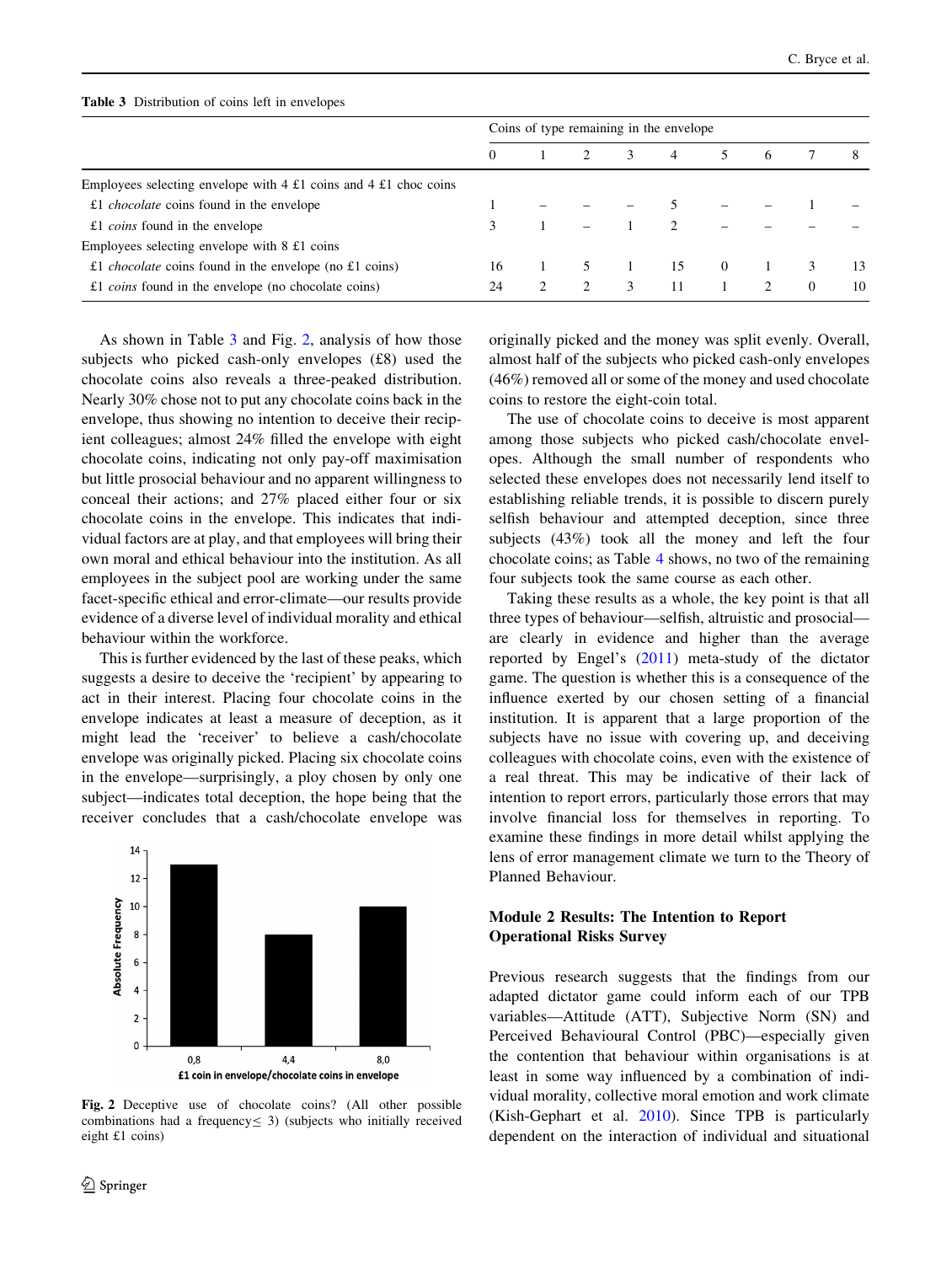**Table 3** Distribution of coins left in envelopes

| | Coins of type remaining in the envelope | | | | | | | | |
|---|---|---|---|---|---|---|---|---|---|
| | 0 | 1 | 2 | 3 | 4 | 5 | 6 | 7 | 8 |
| Employees selecting envelope with 4 £1 coins and 4 £1 choc coins | | | | | | | | | |
| £1 *chocolate* coins found in the envelope | 1 | – | – | – | 5 | – | – | 1 | – |
| £1 *coins* found in the envelope | 3 | 1 | – | 1 | 2 | – | – | – | – |
| Employees selecting envelope with 8 £1 coins | | | | | | | | | |
| £1 *chocolate* coins found in the envelope (no £1 coins) | 16 | 1 | 5 | 1 | 15 | 0 | 1 | 3 | 13 |
| £1 *coins* found in the envelope (no chocolate coins) | 24 | 2 | 2 | 3 | 11 | 1 | 2 | 0 | 10 |

As shown in Table 3 and Fig. 2, analysis of how those subjects who picked cash-only envelopes (£8) used the chocolate coins also reveals a three-peaked distribution. Nearly 30% chose not to put any chocolate coins back in the envelope, thus showing no intention to deceive their recipient colleagues; almost 24% filled the envelope with eight chocolate coins, indicating not only pay-off maximisation but little prosocial behaviour and no apparent willingness to conceal their actions; and 27% placed either four or six chocolate coins in the envelope. This indicates that individual factors are at play, and that employees will bring their own moral and ethical behaviour into the institution. As all employees in the subject pool are working under the same facet-specific ethical and error-climate—our results provide evidence of a diverse level of individual morality and ethical behaviour within the workforce.

This is further evidenced by the last of these peaks, which suggests a desire to deceive the 'recipient' by appearing to act in their interest. Placing four chocolate coins in the envelope indicates at least a measure of deception, as it might lead the 'receiver' to believe a cash/chocolate envelope was originally picked. Placing six chocolate coins in the envelope—surprisingly, a ploy chosen by only one subject—indicates total deception, the hope being that the receiver concludes that a cash/chocolate envelope was originally picked and the money was split evenly. Overall, almost half of the subjects who picked cash-only envelopes (46%) removed all or some of the money and used chocolate coins to restore the eight-coin total.

**Fig. 2** Deceptive use of chocolate coins? (All other possible combinations had a frequency ≤ 3) (subjects who initially received eight £1 coins)

The use of chocolate coins to deceive is most apparent among those subjects who picked cash/chocolate envelopes. Although the small number of respondents who selected these envelopes does not necessarily lend itself to establishing reliable trends, it is possible to discern purely selfish behaviour and attempted deception, since three subjects (43%) took all the money and left the four chocolate coins; as Table 4 shows, no two of the remaining four subjects took the same course as each other.

Taking these results as a whole, the key point is that all three types of behaviour—selfish, altruistic and prosocial—are clearly in evidence and higher than the average reported by Engel's (2011) meta-study of the dictator game. The question is whether this is a consequence of the influence exerted by our chosen setting of a financial institution. It is apparent that a large proportion of the subjects have no issue with covering up, and deceiving colleagues with chocolate coins, even with the existence of a real threat. This may be indicative of their lack of intention to report errors, particularly those errors that may involve financial loss for themselves in reporting. To examine these findings in more detail whilst applying the lens of error management climate we turn to the Theory of Planned Behaviour.

## Module 2 Results: The Intention to Report Operational Risks Survey

Previous research suggests that the findings from our adapted dictator game could inform each of our TPB variables—Attitude (ATT), Subjective Norm (SN) and Perceived Behavioural Control (PBC)—especially given the contention that behaviour within organisations is at least in some way influenced by a combination of individual morality, collective moral emotion and work climate (Kish-Gephart et al. 2010). Since TPB is particularly dependent on the interaction of individual and situational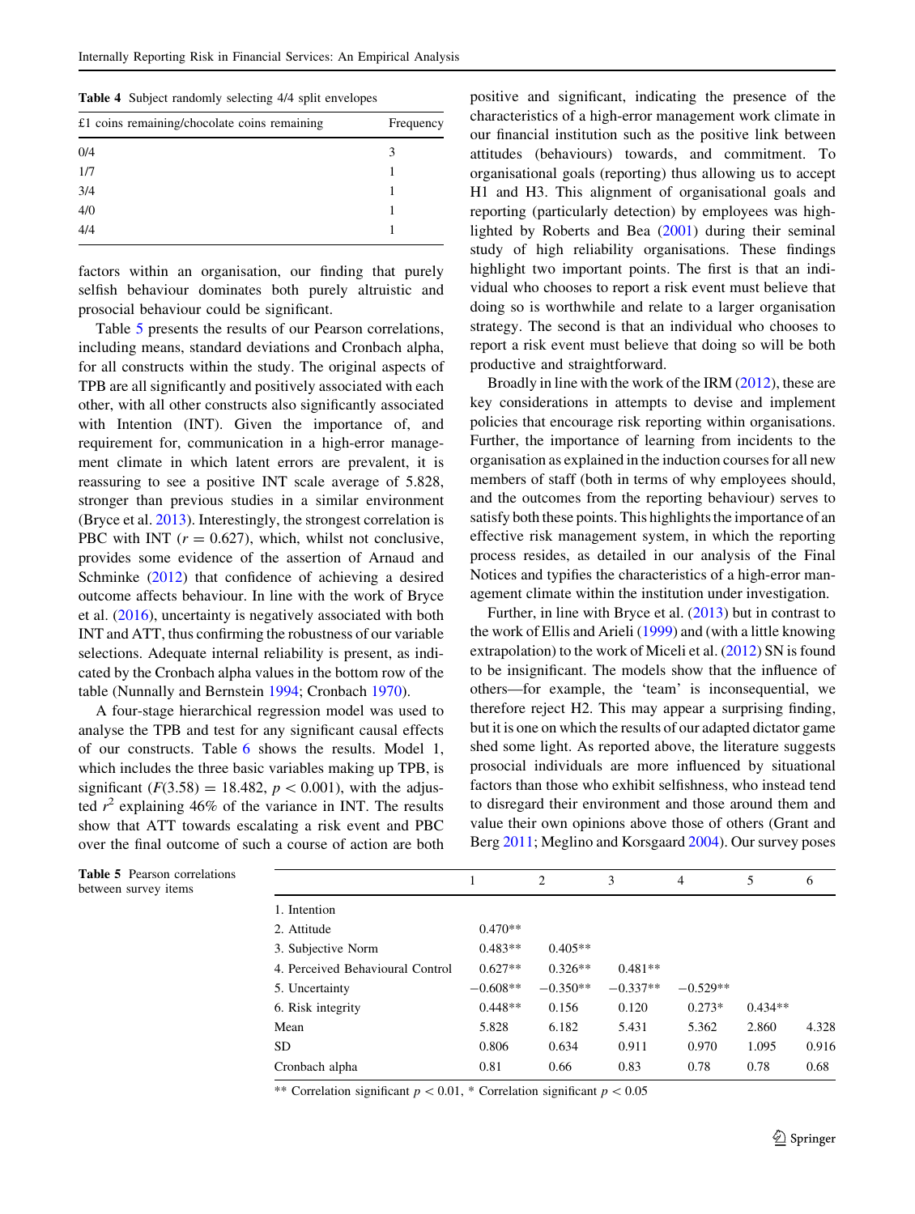**Table 4** Subject randomly selecting 4/4 split envelopes

| £1 coins remaining/chocolate coins remaining | Frequency |
|---|---|
| 0/4 | 3 |
| 1/7 | 1 |
| 3/4 | 1 |
| 4/0 | 1 |
| 4/4 | 1 |

factors within an organisation, our finding that purely selfish behaviour dominates both purely altruistic and prosocial behaviour could be significant.

Table 5 presents the results of our Pearson correlations, including means, standard deviations and Cronbach alpha, for all constructs within the study. The original aspects of TPB are all significantly and positively associated with each other, with all other constructs also significantly associated with Intention (INT). Given the importance of, and requirement for, communication in a high-error management climate in which latent errors are prevalent, it is reassuring to see a positive INT scale average of 5.828, stronger than previous studies in a similar environment (Bryce et al. 2013). Interestingly, the strongest correlation is PBC with INT ($r = 0.627$), which, whilst not conclusive, provides some evidence of the assertion of Arnaud and Schminke (2012) that confidence of achieving a desired outcome affects behaviour. In line with the work of Bryce et al. (2016), uncertainty is negatively associated with both INT and ATT, thus confirming the robustness of our variable selections. Adequate internal reliability is present, as indicated by the Cronbach alpha values in the bottom row of the table (Nunnally and Bernstein 1994; Cronbach 1970).

A four-stage hierarchical regression model was used to analyse the TPB and test for any significant causal effects of our constructs. Table 6 shows the results. Model 1, which includes the three basic variables making up TPB, is significant ($F(3.58) = 18.482$, $p < 0.001$), with the adjusted $r^2$ explaining 46% of the variance in INT. The results show that ATT towards escalating a risk event and PBC over the final outcome of such a course of action are both positive and significant, indicating the presence of the characteristics of a high-error management work climate in our financial institution such as the positive link between attitudes (behaviours) towards, and commitment. To organisational goals (reporting) thus allowing us to accept H1 and H3. This alignment of organisational goals and reporting (particularly detection) by employees was highlighted by Roberts and Bea (2001) during their seminal study of high reliability organisations. These findings highlight two important points. The first is that an individual who chooses to report a risk event must believe that doing so is worthwhile and relate to a larger organisation strategy. The second is that an individual who chooses to report a risk event must believe that doing so will be both productive and straightforward.

Broadly in line with the work of the IRM (2012), these are key considerations in attempts to devise and implement policies that encourage risk reporting within organisations. Further, the importance of learning from incidents to the organisation as explained in the induction courses for all new members of staff (both in terms of why employees should, and the outcomes from the reporting behaviour) serves to satisfy both these points. This highlights the importance of an effective risk management system, in which the reporting process resides, as detailed in our analysis of the Final Notices and typifies the characteristics of a high-error management climate within the institution under investigation.

Further, in line with Bryce et al. (2013) but in contrast to the work of Ellis and Arieli (1999) and (with a little knowing extrapolation) to the work of Miceli et al. (2012) SN is found to be insignificant. The models show that the influence of others—for example, the 'team' is inconsequential, we therefore reject H2. This may appear a surprising finding, but it is one on which the results of our adapted dictator game shed some light. As reported above, the literature suggests prosocial individuals are more influenced by situational factors than those who exhibit selfishness, who instead tend to disregard their environment and those around them and value their own opinions above those of others (Grant and Berg 2011; Meglino and Korsgaard 2004). Our survey poses

**Table 5** Pearson correlations between survey items

| | 1 | 2 | 3 | 4 | 5 | 6 |
|---|---|---|---|---|---|---|
| 1. Intention | | | | | | |
| 2. Attitude | 0.470** | | | | | |
| 3. Subjective Norm | 0.483** | 0.405** | | | | |
| 4. Perceived Behavioural Control | 0.627** | 0.326** | 0.481** | | | |
| 5. Uncertainty | −0.608** | −0.350** | −0.337** | −0.529** | | |
| 6. Risk integrity | 0.448** | 0.156 | 0.120 | 0.273* | 0.434** | |
| Mean | 5.828 | 6.182 | 5.431 | 5.362 | 2.860 | 4.328 |
| SD | 0.806 | 0.634 | 0.911 | 0.970 | 1.095 | 0.916 |
| Cronbach alpha | 0.81 | 0.66 | 0.83 | 0.78 | 0.78 | 0.68 |

** Correlation significant $p < 0.01$, * Correlation significant $p < 0.05$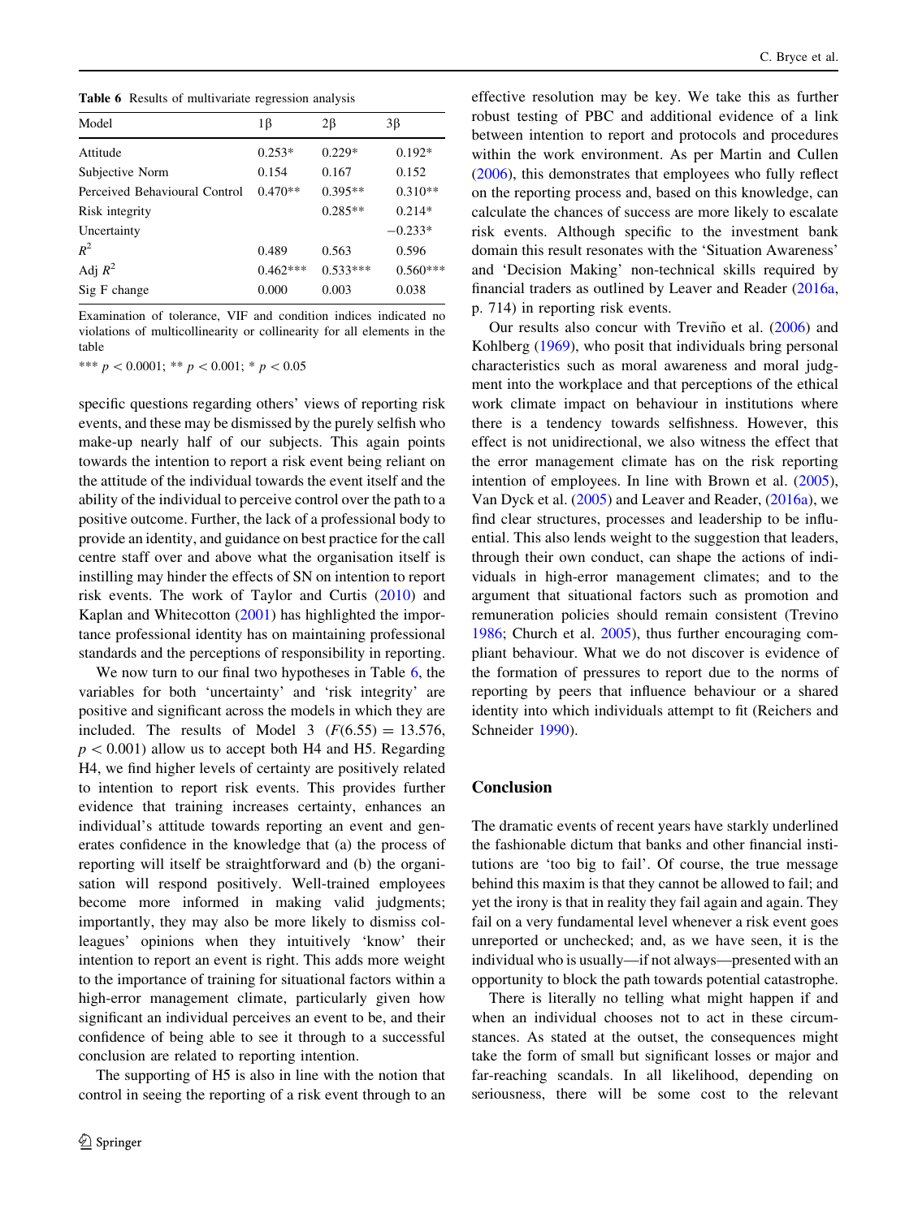**Table 6** Results of multivariate regression analysis

| Model | 1β | 2β | 3β |
|---|---|---|---|
| Attitude | 0.253* | 0.229* | 0.192* |
| Subjective Norm | 0.154 | 0.167 | 0.152 |
| Perceived Behavioural Control | 0.470** | 0.395** | 0.310** |
| Risk integrity | | 0.285** | 0.214* |
| Uncertainty | | | −0.233* |
| $R^2$ | 0.489 | 0.563 | 0.596 |
| Adj $R^2$ | 0.462*** | 0.533*** | 0.560*** |
| Sig F change | 0.000 | 0.003 | 0.038 |

Examination of tolerance, VIF and condition indices indicated no violations of multicollinearity or collinearity for all elements in the table

*** $p < 0.0001$; ** $p < 0.001$; * $p < 0.05$

specific questions regarding others' views of reporting risk events, and these may be dismissed by the purely selfish who make-up nearly half of our subjects. This again points towards the intention to report a risk event being reliant on the attitude of the individual towards the event itself and the ability of the individual to perceive control over the path to a positive outcome. Further, the lack of a professional body to provide an identity, and guidance on best practice for the call centre staff over and above what the organisation itself is instilling may hinder the effects of SN on intention to report risk events. The work of Taylor and Curtis (2010) and Kaplan and Whitecotton (2001) has highlighted the importance professional identity has on maintaining professional standards and the perceptions of responsibility in reporting.

We now turn to our final two hypotheses in Table 6, the variables for both 'uncertainty' and 'risk integrity' are positive and significant across the models in which they are included. The results of Model 3 ($F(6.55) = 13.576$, $p < 0.001$) allow us to accept both H4 and H5. Regarding H4, we find higher levels of certainty are positively related to intention to report risk events. This provides further evidence that training increases certainty, enhances an individual's attitude towards reporting an event and generates confidence in the knowledge that (a) the process of reporting will itself be straightforward and (b) the organisation will respond positively. Well-trained employees become more informed in making valid judgments; importantly, they may also be more likely to dismiss colleagues' opinions when they intuitively 'know' their intention to report an event is right. This adds more weight to the importance of training for situational factors within a high-error management climate, particularly given how significant an individual perceives an event to be, and their confidence of being able to see it through to a successful conclusion are related to reporting intention.

The supporting of H5 is also in line with the notion that control in seeing the reporting of a risk event through to an effective resolution may be key. We take this as further robust testing of PBC and additional evidence of a link between intention to report and protocols and procedures within the work environment. As per Martin and Cullen (2006), this demonstrates that employees who fully reflect on the reporting process and, based on this knowledge, can calculate the chances of success are more likely to escalate risk events. Although specific to the investment bank domain this result resonates with the 'Situation Awareness' and 'Decision Making' non-technical skills required by financial traders as outlined by Leaver and Reader (2016a, p. 714) in reporting risk events.

Our results also concur with Treviño et al. (2006) and Kohlberg (1969), who posit that individuals bring personal characteristics such as moral awareness and moral judgment into the workplace and that perceptions of the ethical work climate impact on behaviour in institutions where there is a tendency towards selfishness. However, this effect is not unidirectional, we also witness the effect that the error management climate has on the risk reporting intention of employees. In line with Brown et al. (2005), Van Dyck et al. (2005) and Leaver and Reader, (2016a), we find clear structures, processes and leadership to be influential. This also lends weight to the suggestion that leaders, through their own conduct, can shape the actions of individuals in high-error management climates; and to the argument that situational factors such as promotion and remuneration policies should remain consistent (Trevino 1986; Church et al. 2005), thus further encouraging compliant behaviour. What we do not discover is evidence of the formation of pressures to report due to the norms of reporting by peers that influence behaviour or a shared identity into which individuals attempt to fit (Reichers and Schneider 1990).

## Conclusion

The dramatic events of recent years have starkly underlined the fashionable dictum that banks and other financial institutions are 'too big to fail'. Of course, the true message behind this maxim is that they cannot be allowed to fail; and yet the irony is that in reality they fail again and again. They fail on a very fundamental level whenever a risk event goes unreported or unchecked; and, as we have seen, it is the individual who is usually—if not always—presented with an opportunity to block the path towards potential catastrophe.

There is literally no telling what might happen if and when an individual chooses not to act in these circumstances. As stated at the outset, the consequences might take the form of small but significant losses or major and far-reaching scandals. In all likelihood, depending on seriousness, there will be some cost to the relevant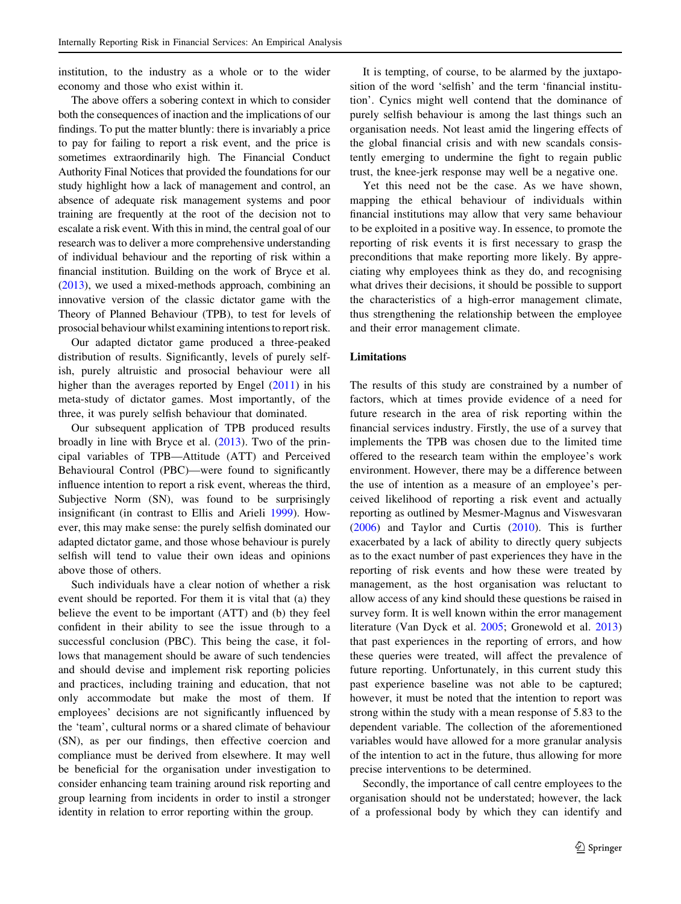institution, to the industry as a whole or to the wider economy and those who exist within it.

The above offers a sobering context in which to consider both the consequences of inaction and the implications of our findings. To put the matter bluntly: there is invariably a price to pay for failing to report a risk event, and the price is sometimes extraordinarily high. The Financial Conduct Authority Final Notices that provided the foundations for our study highlight how a lack of management and control, an absence of adequate risk management systems and poor training are frequently at the root of the decision not to escalate a risk event. With this in mind, the central goal of our research was to deliver a more comprehensive understanding of individual behaviour and the reporting of risk within a financial institution. Building on the work of Bryce et al. (2013), we used a mixed-methods approach, combining an innovative version of the classic dictator game with the Theory of Planned Behaviour (TPB), to test for levels of prosocial behaviour whilst examining intentions to report risk.

Our adapted dictator game produced a three-peaked distribution of results. Significantly, levels of purely selfish, purely altruistic and prosocial behaviour were all higher than the averages reported by Engel (2011) in his meta-study of dictator games. Most importantly, of the three, it was purely selfish behaviour that dominated.

Our subsequent application of TPB produced results broadly in line with Bryce et al. (2013). Two of the principal variables of TPB—Attitude (ATT) and Perceived Behavioural Control (PBC)—were found to significantly influence intention to report a risk event, whereas the third, Subjective Norm (SN), was found to be surprisingly insignificant (in contrast to Ellis and Arieli 1999). However, this may make sense: the purely selfish dominated our adapted dictator game, and those whose behaviour is purely selfish will tend to value their own ideas and opinions above those of others.

Such individuals have a clear notion of whether a risk event should be reported. For them it is vital that (a) they believe the event to be important (ATT) and (b) they feel confident in their ability to see the issue through to a successful conclusion (PBC). This being the case, it follows that management should be aware of such tendencies and should devise and implement risk reporting policies and practices, including training and education, that not only accommodate but make the most of them. If employees' decisions are not significantly influenced by the 'team', cultural norms or a shared climate of behaviour (SN), as per our findings, then effective coercion and compliance must be derived from elsewhere. It may well be beneficial for the organisation under investigation to consider enhancing team training around risk reporting and group learning from incidents in order to instil a stronger identity in relation to error reporting within the group.

It is tempting, of course, to be alarmed by the juxtaposition of the word 'selfish' and the term 'financial institution'. Cynics might well contend that the dominance of purely selfish behaviour is among the last things such an organisation needs. Not least amid the lingering effects of the global financial crisis and with new scandals consistently emerging to undermine the fight to regain public trust, the knee-jerk response may well be a negative one.

Yet this need not be the case. As we have shown, mapping the ethical behaviour of individuals within financial institutions may allow that very same behaviour to be exploited in a positive way. In essence, to promote the reporting of risk events it is first necessary to grasp the preconditions that make reporting more likely. By appreciating why employees think as they do, and recognising what drives their decisions, it should be possible to support the characteristics of a high-error management climate, thus strengthening the relationship between the employee and their error management climate.

## Limitations

The results of this study are constrained by a number of factors, which at times provide evidence of a need for future research in the area of risk reporting within the financial services industry. Firstly, the use of a survey that implements the TPB was chosen due to the limited time offered to the research team within the employee's work environment. However, there may be a difference between the use of intention as a measure of an employee's perceived likelihood of reporting a risk event and actually reporting as outlined by Mesmer-Magnus and Viswesvaran (2006) and Taylor and Curtis (2010). This is further exacerbated by a lack of ability to directly query subjects as to the exact number of past experiences they have in the reporting of risk events and how these were treated by management, as the host organisation was reluctant to allow access of any kind should these questions be raised in survey form. It is well known within the error management literature (Van Dyck et al. 2005; Gronewold et al. 2013) that past experiences in the reporting of errors, and how these queries were treated, will affect the prevalence of future reporting. Unfortunately, in this current study this past experience baseline was not able to be captured; however, it must be noted that the intention to report was strong within the study with a mean response of 5.83 to the dependent variable. The collection of the aforementioned variables would have allowed for a more granular analysis of the intention to act in the future, thus allowing for more precise interventions to be determined.

Secondly, the importance of call centre employees to the organisation should not be understated; however, the lack of a professional body by which they can identify and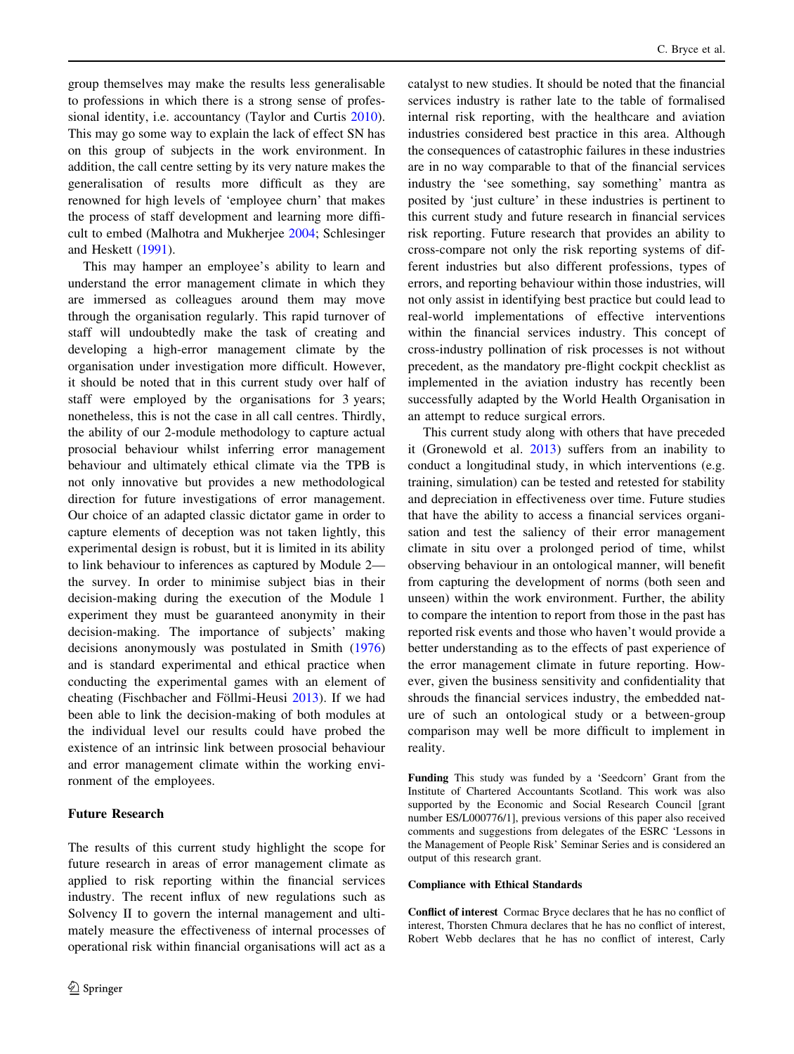group themselves may make the results less generalisable to professions in which there is a strong sense of professional identity, i.e. accountancy (Taylor and Curtis 2010). This may go some way to explain the lack of effect SN has on this group of subjects in the work environment. In addition, the call centre setting by its very nature makes the generalisation of results more difficult as they are renowned for high levels of 'employee churn' that makes the process of staff development and learning more difficult to embed (Malhotra and Mukherjee 2004; Schlesinger and Heskett (1991).

This may hamper an employee's ability to learn and understand the error management climate in which they are immersed as colleagues around them may move through the organisation regularly. This rapid turnover of staff will undoubtedly make the task of creating and developing a high-error management climate by the organisation under investigation more difficult. However, it should be noted that in this current study over half of staff were employed by the organisations for 3 years; nonetheless, this is not the case in all call centres. Thirdly, the ability of our 2-module methodology to capture actual prosocial behaviour whilst inferring error management behaviour and ultimately ethical climate via the TPB is not only innovative but provides a new methodological direction for future investigations of error management. Our choice of an adapted classic dictator game in order to capture elements of deception was not taken lightly, this experimental design is robust, but it is limited in its ability to link behaviour to inferences as captured by Module 2—the survey. In order to minimise subject bias in their decision-making during the execution of the Module 1 experiment they must be guaranteed anonymity in their decision-making. The importance of subjects' making decisions anonymously was postulated in Smith (1976) and is standard experimental and ethical practice when conducting the experimental games with an element of cheating (Fischbacher and Föllmi-Heusi 2013). If we had been able to link the decision-making of both modules at the individual level our results could have probed the existence of an intrinsic link between prosocial behaviour and error management climate within the working environment of the employees.

## Future Research

The results of this current study highlight the scope for future research in areas of error management climate as applied to risk reporting within the financial services industry. The recent influx of new regulations such as Solvency II to govern the internal management and ultimately measure the effectiveness of internal processes of operational risk within financial organisations will act as a catalyst to new studies. It should be noted that the financial services industry is rather late to the table of formalised internal risk reporting, with the healthcare and aviation industries considered best practice in this area. Although the consequences of catastrophic failures in these industries are in no way comparable to that of the financial services industry the 'see something, say something' mantra as posited by 'just culture' in these industries is pertinent to this current study and future research in financial services risk reporting. Future research that provides an ability to cross-compare not only the risk reporting systems of different industries but also different professions, types of errors, and reporting behaviour within those industries, will not only assist in identifying best practice but could lead to real-world implementations of effective interventions within the financial services industry. This concept of cross-industry pollination of risk processes is not without precedent, as the mandatory pre-flight cockpit checklist as implemented in the aviation industry has recently been successfully adapted by the World Health Organisation in an attempt to reduce surgical errors.

This current study along with others that have preceded it (Gronewold et al. 2013) suffers from an inability to conduct a longitudinal study, in which interventions (e.g. training, simulation) can be tested and retested for stability and depreciation in effectiveness over time. Future studies that have the ability to access a financial services organisation and test the saliency of their error management climate in situ over a prolonged period of time, whilst observing behaviour in an ontological manner, will benefit from capturing the development of norms (both seen and unseen) within the work environment. Further, the ability to compare the intention to report from those in the past has reported risk events and those who haven't would provide a better understanding as to the effects of past experience of the error management climate in future reporting. However, given the business sensitivity and confidentiality that shrouds the financial services industry, the embedded nature of such an ontological study or a between-group comparison may well be more difficult to implement in reality.

**Funding** This study was funded by a 'Seedcorn' Grant from the Institute of Chartered Accountants Scotland. This work was also supported by the Economic and Social Research Council [grant number ES/L000776/1], previous versions of this paper also received comments and suggestions from delegates of the ESRC 'Lessons in the Management of People Risk' Seminar Series and is considered an output of this research grant.

### Compliance with Ethical Standards

**Conflict of interest** Cormac Bryce declares that he has no conflict of interest, Thorsten Chmura declares that he has no conflict of interest, Robert Webb declares that he has no conflict of interest, Carly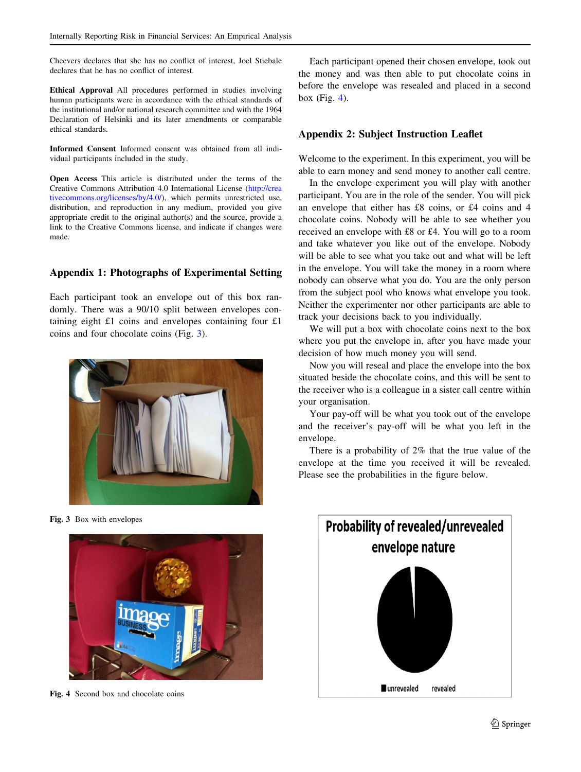Cheevers declares that she has no conflict of interest, Joel Stiebale declares that he has no conflict of interest.

**Ethical Approval** All procedures performed in studies involving human participants were in accordance with the ethical standards of the institutional and/or national research committee and with the 1964 Declaration of Helsinki and its later amendments or comparable ethical standards.

**Informed Consent** Informed consent was obtained from all individual participants included in the study.

**Open Access** This article is distributed under the terms of the Creative Commons Attribution 4.0 International License (http://creativecommons.org/licenses/by/4.0/), which permits unrestricted use, distribution, and reproduction in any medium, provided you give appropriate credit to the original author(s) and the source, provide a link to the Creative Commons license, and indicate if changes were made.

## Appendix 1: Photographs of Experimental Setting

Each participant took an envelope out of this box randomly. There was a 90/10 split between envelopes containing eight £1 coins and envelopes containing four £1 coins and four chocolate coins (Fig. 3).

**Fig. 3** Box with envelopes

**Fig. 4** Second box and chocolate coins

Each participant opened their chosen envelope, took out the money and was then able to put chocolate coins in before the envelope was resealed and placed in a second box (Fig. 4).

## Appendix 2: Subject Instruction Leaflet

Welcome to the experiment. In this experiment, you will be able to earn money and send money to another call centre.

In the envelope experiment you will play with another participant. You are in the role of the sender. You will pick an envelope that either has £8 coins, or £4 coins and 4 chocolate coins. Nobody will be able to see whether you received an envelope with £8 or £4. You will go to a room and take whatever you like out of the envelope. Nobody will be able to see what you take out and what will be left in the envelope. You will take the money in a room where nobody can observe what you do. You are the only person from the subject pool who knows what envelope you took. Neither the experimenter nor other participants are able to track your decisions back to you individually.

We will put a box with chocolate coins next to the box where you put the envelope in, after you have made your decision of how much money you will send.

Now you will reseal and place the envelope into the box situated beside the chocolate coins, and this will be sent to the receiver who is a colleague in a sister call centre within your organisation.

Your pay-off will be what you took out of the envelope and the receiver's pay-off will be what you left in the envelope.

There is a probability of 2% that the true value of the envelope at the time you received it will be revealed. Please see the probabilities in the figure below.

**Probability of revealed/unrevealed envelope nature**

■ unrevealed   revealed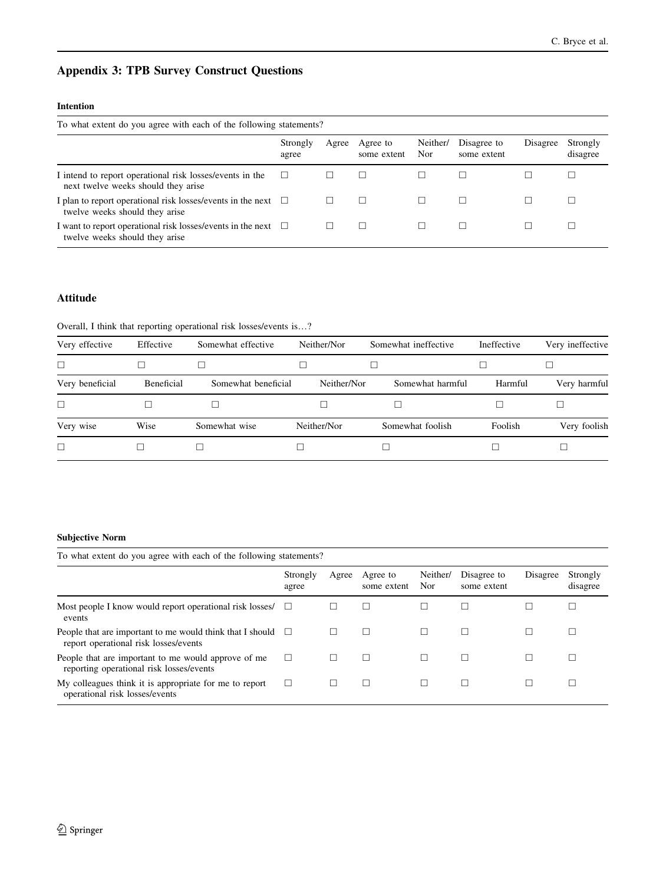## Appendix 3: TPB Survey Construct Questions

### Intention

To what extent do you agree with each of the following statements?

| | Strongly agree | Agree | Agree to some extent | Neither/Nor | Disagree to some extent | Disagree | Strongly disagree |
|---|---|---|---|---|---|---|---|
| I intend to report operational risk losses/events in the next twelve weeks should they arise | ☐ | ☐ | ☐ | ☐ | ☐ | ☐ | ☐ |
| I plan to report operational risk losses/events in the next twelve weeks should they arise | ☐ | ☐ | ☐ | ☐ | ☐ | ☐ | ☐ |
| I want to report operational risk losses/events in the next twelve weeks should they arise | ☐ | ☐ | ☐ | ☐ | ☐ | ☐ | ☐ |

### Attitude

Overall, I think that reporting operational risk losses/events is…?

| Very effective | Effective | Somewhat effective | Neither/Nor | Somewhat ineffective | Ineffective | Very ineffective |
|---|---|---|---|---|---|---|
| ☐ | ☐ | ☐ | ☐ | ☐ | ☐ | ☐ |
| Very beneficial | Beneficial | Somewhat beneficial | Neither/Nor | Somewhat harmful | Harmful | Very harmful |
| ☐ | ☐ | ☐ | ☐ | ☐ | ☐ | ☐ |
| Very wise | Wise | Somewhat wise | Neither/Nor | Somewhat foolish | Foolish | Very foolish |
| ☐ | ☐ | ☐ | ☐ | ☐ | ☐ | ☐ |

### Subjective Norm

To what extent do you agree with each of the following statements?

| | Strongly agree | Agree | Agree to some extent | Neither/Nor | Disagree to some extent | Disagree | Strongly disagree |
|---|---|---|---|---|---|---|---|
| Most people I know would report operational risk losses/events | ☐ | ☐ | ☐ | ☐ | ☐ | ☐ | ☐ |
| People that are important to me would think that I should report operational risk losses/events | ☐ | ☐ | ☐ | ☐ | ☐ | ☐ | ☐ |
| People that are important to me would approve of me reporting operational risk losses/events | ☐ | ☐ | ☐ | ☐ | ☐ | ☐ | ☐ |
| My colleagues think it is appropriate for me to report operational risk losses/events | ☐ | ☐ | ☐ | ☐ | ☐ | ☐ | ☐ |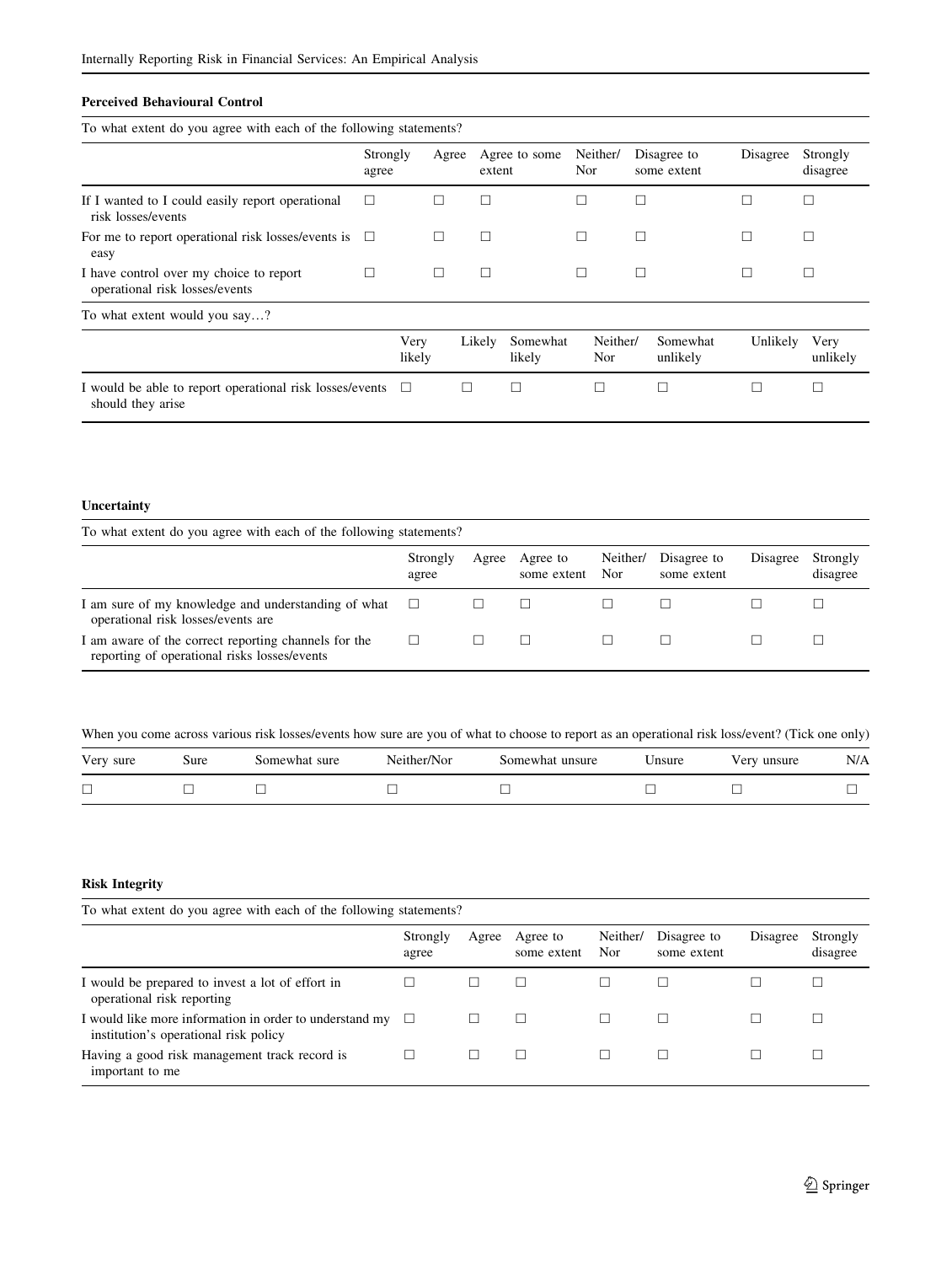**Perceived Behavioural Control**

To what extent do you agree with each of the following statements?

| | Strongly agree | Agree | Agree to some extent | Neither/ Nor | Disagree to some extent | Disagree | Strongly disagree |
|---|---|---|---|---|---|---|---|
| If I wanted to I could easily report operational risk losses/events | ☐ | ☐ | ☐ | ☐ | ☐ | ☐ | ☐ |
| For me to report operational risk losses/events is easy | ☐ | ☐ | ☐ | ☐ | ☐ | ☐ | ☐ |
| I have control over my choice to report operational risk losses/events | ☐ | ☐ | ☐ | ☐ | ☐ | ☐ | ☐ |

To what extent would you say…?

| | Very likely | Likely | Somewhat likely | Neither/ Nor | Somewhat unlikely | Unlikely | Very unlikely |
|---|---|---|---|---|---|---|---|
| I would be able to report operational risk losses/events should they arise | ☐ | ☐ | ☐ | ☐ | ☐ | ☐ | ☐ |

**Uncertainty**

To what extent do you agree with each of the following statements?

| | Strongly agree | Agree | Agree to some extent | Neither/ Nor | Disagree to some extent | Disagree | Strongly disagree |
|---|---|---|---|---|---|---|---|
| I am sure of my knowledge and understanding of what operational risk losses/events are | ☐ | ☐ | ☐ | ☐ | ☐ | ☐ | ☐ |
| I am aware of the correct reporting channels for the reporting of operational risks losses/events | ☐ | ☐ | ☐ | ☐ | ☐ | ☐ | ☐ |

When you come across various risk losses/events how sure are you of what to choose to report as an operational risk loss/event? (Tick one only)

| Very sure | Sure | Somewhat sure | Neither/Nor | Somewhat unsure | Unsure | Very unsure | N/A |
|---|---|---|---|---|---|---|---|
| ☐ | ☐ | ☐ | ☐ | ☐ | ☐ | ☐ | ☐ |

**Risk Integrity**

To what extent do you agree with each of the following statements?

| | Strongly agree | Agree | Agree to some extent | Neither/ Nor | Disagree to some extent | Disagree | Strongly disagree |
|---|---|---|---|---|---|---|---|
| I would be prepared to invest a lot of effort in operational risk reporting | ☐ | ☐ | ☐ | ☐ | ☐ | ☐ | ☐ |
| I would like more information in order to understand my institution's operational risk policy | ☐ | ☐ | ☐ | ☐ | ☐ | ☐ | ☐ |
| Having a good risk management track record is important to me | ☐ | ☐ | ☐ | ☐ | ☐ | ☐ | ☐ |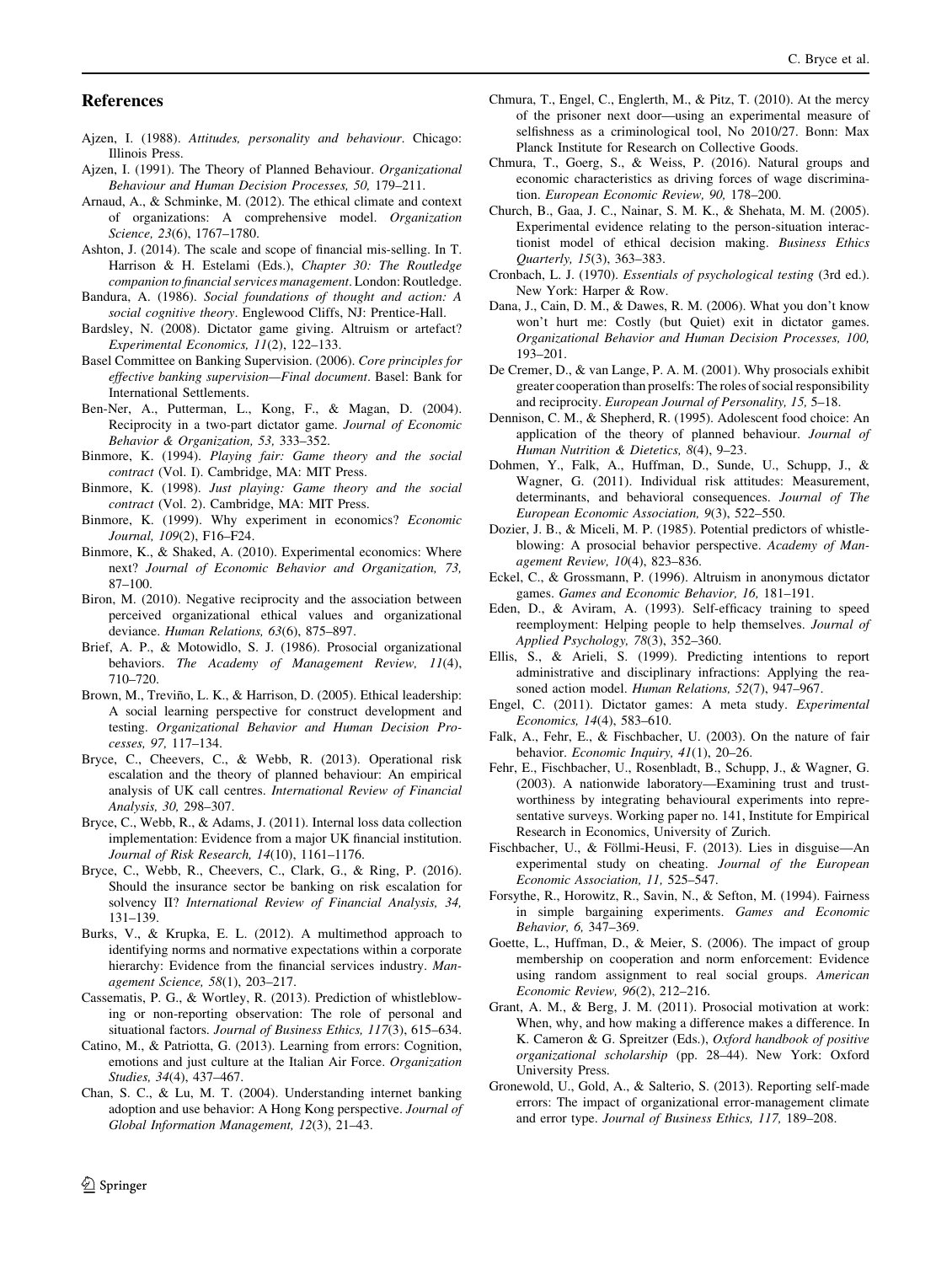## References

Ajzen, I. (1988). *Attitudes, personality and behaviour*. Chicago: Illinois Press.

Ajzen, I. (1991). The Theory of Planned Behaviour. *Organizational Behaviour and Human Decision Processes, 50,* 179–211.

Arnaud, A., & Schminke, M. (2012). The ethical climate and context of organizations: A comprehensive model. *Organization Science, 23*(6), 1767–1780.

Ashton, J. (2014). The scale and scope of financial mis-selling. In T. Harrison & H. Estelami (Eds.), *Chapter 30: The Routledge companion to financial services management*. London: Routledge.

Bandura, A. (1986). *Social foundations of thought and action: A social cognitive theory*. Englewood Cliffs, NJ: Prentice-Hall.

Bardsley, N. (2008). Dictator game giving. Altruism or artefact? *Experimental Economics, 11*(2), 122–133.

Basel Committee on Banking Supervision. (2006). *Core principles for effective banking supervision—Final document*. Basel: Bank for International Settlements.

Ben-Ner, A., Putterman, L., Kong, F., & Magan, D. (2004). Reciprocity in a two-part dictator game. *Journal of Economic Behavior & Organization, 53,* 333–352.

Binmore, K. (1994). *Playing fair: Game theory and the social contract* (Vol. I). Cambridge, MA: MIT Press.

Binmore, K. (1998). *Just playing: Game theory and the social contract* (Vol. 2). Cambridge, MA: MIT Press.

Binmore, K. (1999). Why experiment in economics? *Economic Journal, 109*(2), F16–F24.

Binmore, K., & Shaked, A. (2010). Experimental economics: Where next? *Journal of Economic Behavior and Organization, 73,* 87–100.

Biron, M. (2010). Negative reciprocity and the association between perceived organizational ethical values and organizational deviance. *Human Relations, 63*(6), 875–897.

Brief, A. P., & Motowidlo, S. J. (1986). Prosocial organizational behaviors. *The Academy of Management Review, 11*(4), 710–720.

Brown, M., Treviño, L. K., & Harrison, D. (2005). Ethical leadership: A social learning perspective for construct development and testing. *Organizational Behavior and Human Decision Processes, 97,* 117–134.

Bryce, C., Cheevers, C., & Webb, R. (2013). Operational risk escalation and the theory of planned behaviour: An empirical analysis of UK call centres. *International Review of Financial Analysis, 30,* 298–307.

Bryce, C., Webb, R., & Adams, J. (2011). Internal loss data collection implementation: Evidence from a major UK financial institution. *Journal of Risk Research, 14*(10), 1161–1176.

Bryce, C., Webb, R., Cheevers, C., Clark, G., & Ring, P. (2016). Should the insurance sector be banking on risk escalation for solvency II? *International Review of Financial Analysis, 34,* 131–139.

Burks, V., & Krupka, E. L. (2012). A multimethod approach to identifying norms and normative expectations within a corporate hierarchy: Evidence from the financial services industry. *Management Science, 58*(1), 203–217.

Cassematis, P. G., & Wortley, R. (2013). Prediction of whistleblowing or non-reporting observation: The role of personal and situational factors. *Journal of Business Ethics, 117*(3), 615–634.

Catino, M., & Patriotta, G. (2013). Learning from errors: Cognition, emotions and just culture at the Italian Air Force. *Organization Studies, 34*(4), 437–467.

Chan, S. C., & Lu, M. T. (2004). Understanding internet banking adoption and use behavior: A Hong Kong perspective. *Journal of Global Information Management, 12*(3), 21–43.

Chmura, T., Engel, C., Englerth, M., & Pitz, T. (2010). At the mercy of the prisoner next door—using an experimental measure of selfishness as a criminological tool, No 2010/27. Bonn: Max Planck Institute for Research on Collective Goods.

Chmura, T., Goerg, S., & Weiss, P. (2016). Natural groups and economic characteristics as driving forces of wage discrimination. *European Economic Review, 90,* 178–200.

Church, B., Gaa, J. C., Nainar, S. M. K., & Shehata, M. M. (2005). Experimental evidence relating to the person-situation interactionist model of ethical decision making. *Business Ethics Quarterly, 15*(3), 363–383.

Cronbach, L. J. (1970). *Essentials of psychological testing* (3rd ed.). New York: Harper & Row.

Dana, J., Cain, D. M., & Dawes, R. M. (2006). What you don't know won't hurt me: Costly (but Quiet) exit in dictator games. *Organizational Behavior and Human Decision Processes, 100,* 193–201.

De Cremer, D., & van Lange, P. A. M. (2001). Why prosocials exhibit greater cooperation than proselfs: The roles of social responsibility and reciprocity. *European Journal of Personality, 15,* 5–18.

Dennison, C. M., & Shepherd, R. (1995). Adolescent food choice: An application of the theory of planned behaviour. *Journal of Human Nutrition & Dietetics, 8*(4), 9–23.

Dohmen, Y., Falk, A., Huffman, D., Sunde, U., Schupp, J., & Wagner, G. (2011). Individual risk attitudes: Measurement, determinants, and behavioral consequences. *Journal of The European Economic Association, 9*(3), 522–550.

Dozier, J. B., & Miceli, M. P. (1985). Potential predictors of whistle-blowing: A prosocial behavior perspective. *Academy of Management Review, 10*(4), 823–836.

Eckel, C., & Grossmann, P. (1996). Altruism in anonymous dictator games. *Games and Economic Behavior, 16,* 181–191.

Eden, D., & Aviram, A. (1993). Self-efficacy training to speed reemployment: Helping people to help themselves. *Journal of Applied Psychology, 78*(3), 352–360.

Ellis, S., & Arieli, S. (1999). Predicting intentions to report administrative and disciplinary infractions: Applying the reasoned action model. *Human Relations, 52*(7), 947–967.

Engel, C. (2011). Dictator games: A meta study. *Experimental Economics, 14*(4), 583–610.

Falk, A., Fehr, E., & Fischbacher, U. (2003). On the nature of fair behavior. *Economic Inquiry, 41*(1), 20–26.

Fehr, E., Fischbacher, U., Rosenbladt, B., Schupp, J., & Wagner, G. (2003). A nationwide laboratory—Examining trust and trustworthiness by integrating behavioural experiments into representative surveys. Working paper no. 141, Institute for Empirical Research in Economics, University of Zurich.

Fischbacher, U., & Föllmi-Heusi, F. (2013). Lies in disguise—An experimental study on cheating. *Journal of the European Economic Association, 11,* 525–547.

Forsythe, R., Horowitz, R., Savin, N., & Sefton, M. (1994). Fairness in simple bargaining experiments. *Games and Economic Behavior, 6,* 347–369.

Goette, L., Huffman, D., & Meier, S. (2006). The impact of group membership on cooperation and norm enforcement: Evidence using random assignment to real social groups. *American Economic Review, 96*(2), 212–216.

Grant, A. M., & Berg, J. M. (2011). Prosocial motivation at work: When, why, and how making a difference makes a difference. In K. Cameron & G. Spreitzer (Eds.), *Oxford handbook of positive organizational scholarship* (pp. 28–44). New York: Oxford University Press.

Gronewold, U., Gold, A., & Salterio, S. (2013). Reporting self-made errors: The impact of organizational error-management climate and error type. *Journal of Business Ethics, 117,* 189–208.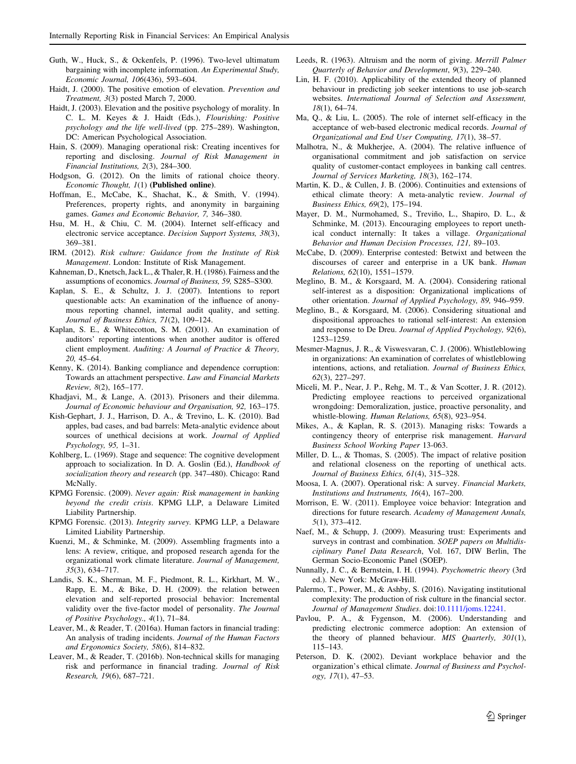Guth, W., Huck, S., & Ockenfels, P. (1996). Two-level ultimatum bargaining with incomplete information. *An Experimental Study, Economic Journal, 106*(436), 593–604.

Haidt, J. (2000). The positive emotion of elevation. *Prevention and Treatment, 3*(3) posted March 7, 2000.

Haidt, J. (2003). Elevation and the positive psychology of morality. In C. L. M. Keyes & J. Haidt (Eds.), *Flourishing: Positive psychology and the life well-lived* (pp. 275–289). Washington, DC: American Psychological Association.

Hain, S. (2009). Managing operational risk: Creating incentives for reporting and disclosing. *Journal of Risk Management in Financial Institutions, 2*(3), 284–300.

Hodgson, G. (2012). On the limits of rational choice theory. *Economic Thought, 1*(1) **(Published online)**.

Hoffman, E., McCabe, K., Shachat, K., & Smith, V. (1994). Preferences, property rights, and anonymity in bargaining games. *Games and Economic Behavior, 7,* 346–380.

Hsu, M. H., & Chiu, C. M. (2004). Internet self-efficacy and electronic service acceptance. *Decision Support Systems, 38*(3), 369–381.

IRM. (2012). *Risk culture: Guidance from the Institute of Risk Management*. London: Institute of Risk Management.

Kahneman, D., Knetsch, Jack L., & Thaler, R. H. (1986). Fairness and the assumptions of economics. *Journal of Business, 59,* S285–S300.

Kaplan, S. E., & Schultz, J. J. (2007). Intentions to report questionable acts: An examination of the influence of anonymous reporting channel, internal audit quality, and setting. *Journal of Business Ethics, 71*(2), 109–124.

Kaplan, S. E., & Whitecotton, S. M. (2001). An examination of auditors' reporting intentions when another auditor is offered client employment. *Auditing: A Journal of Practice & Theory, 20,* 45–64.

Kenny, K. (2014). Banking compliance and dependence corruption: Towards an attachment perspective. *Law and Financial Markets Review, 8*(2), 165–177.

Khadjavi, M., & Lange, A. (2013). Prisoners and their dilemma. *Journal of Economic behaviour and Organisation, 92,* 163–175.

Kish-Gephart, J. J., Harrison, D. A., & Trevino, L. K. (2010). Bad apples, bad cases, and bad barrels: Meta-analytic evidence about sources of unethical decisions at work. *Journal of Applied Psychology, 95,* 1–31.

Kohlberg, L. (1969). Stage and sequence: The cognitive development approach to socialization. In D. A. Goslin (Ed.), *Handbook of socialization theory and research* (pp. 347–480). Chicago: Rand McNally.

KPMG Forensic. (2009). *Never again: Risk management in banking beyond the credit crisis*. KPMG LLP, a Delaware Limited Liability Partnership.

KPMG Forensic. (2013). *Integrity survey*. KPMG LLP, a Delaware Limited Liability Partnership.

Kuenzi, M., & Schminke, M. (2009). Assembling fragments into a lens: A review, critique, and proposed research agenda for the organizational work climate literature. *Journal of Management, 35*(3), 634–717.

Landis, S. K., Sherman, M. F., Piedmont, R. L., Kirkhart, M. W., Rapp, E. M., & Bike, D. H. (2009). the relation between elevation and self-reported prosocial behavior: Incremental validity over the five-factor model of personality. *The Journal of Positive Psychology., 4*(1), 71–84.

Leaver, M., & Reader, T. (2016a). Human factors in financial trading: An analysis of trading incidents. *Journal of the Human Factors and Ergonomics Society, 58*(6), 814–832.

Leaver, M., & Reader, T. (2016b). Non-technical skills for managing risk and performance in financial trading. *Journal of Risk Research, 19*(6), 687–721.

Leeds, R. (1963). Altruism and the norm of giving. *Merrill Palmer Quarterly of Behavior and Development, 9*(3), 229–240.

Lin, H. F. (2010). Applicability of the extended theory of planned behaviour in predicting job seeker intentions to use job-search websites. *International Journal of Selection and Assessment, 18*(1), 64–74.

Ma, Q., & Liu, L. (2005). The role of internet self-efficacy in the acceptance of web-based electronic medical records. *Journal of Organizational and End User Computing, 17*(1), 38–57.

Malhotra, N., & Mukherjee, A. (2004). The relative influence of organisational commitment and job satisfaction on service quality of customer-contact employees in banking call centres. *Journal of Services Marketing, 18*(3), 162–174.

Martin, K. D., & Cullen, J. B. (2006). Continuities and extensions of ethical climate theory: A meta-analytic review. *Journal of Business Ethics, 69*(2), 175–194.

Mayer, D. M., Nurmohamed, S., Treviño, L., Shapiro, D. L., & Schminke, M. (2013). Encouraging employees to report unethical conduct internally: It takes a village. *Organizational Behavior and Human Decision Processes, 121,* 89–103.

McCabe, D. (2009). Enterprise contested: Betwixt and between the discourses of career and enterprise in a UK bank. *Human Relations, 62*(10), 1551–1579.

Meglino, B. M., & Korsgaard, M. A. (2004). Considering rational self-interest as a disposition: Organizational implications of other orientation. *Journal of Applied Psychology, 89,* 946–959.

Meglino, B., & Korsgaard, M. (2006). Considering situational and dispositional approaches to rational self-interest: An extension and response to De Dreu. *Journal of Applied Psychology, 92*(6), 1253–1259.

Mesmer-Magnus, J. R., & Viswesvaran, C. J. (2006). Whistleblowing in organizations: An examination of correlates of whistleblowing intentions, actions, and retaliation. *Journal of Business Ethics, 62*(3), 227–297.

Miceli, M. P., Near, J. P., Rehg, M. T., & Van Scotter, J. R. (2012). Predicting employee reactions to perceived organizational wrongdoing: Demoralization, justice, proactive personality, and whistle-blowing. *Human Relations, 65*(8), 923–954.

Mikes, A., & Kaplan, R. S. (2013). Managing risks: Towards a contingency theory of enterprise risk management. *Harvard Business School Working Paper* 13-063.

Miller, D. L., & Thomas, S. (2005). The impact of relative position and relational closeness on the reporting of unethical acts. *Journal of Business Ethics, 61*(4), 315–328.

Moosa, I. A. (2007). Operational risk: A survey. *Financial Markets, Institutions and Instruments, 16*(4), 167–200.

Morrison, E. W. (2011). Employee voice behavior: Integration and directions for future research. *Academy of Management Annals, 5*(1), 373–412.

Naef, M., & Schupp, J. (2009). Measuring trust: Experiments and surveys in contrast and combination. *SOEP papers on Multidisciplinary Panel Data Research*, Vol. 167, DIW Berlin, The German Socio-Economic Panel (SOEP).

Nunnally, J. C., & Bernstein, I. H. (1994). *Psychometric theory* (3rd ed.). New York: McGraw-Hill.

Palermo, T., Power, M., & Ashby, S. (2016). Navigating institutional complexity: The production of risk culture in the financial sector. *Journal of Management Studies*. doi:10.1111/joms.12241.

Pavlou, P. A., & Fygenson, M. (2006). Understanding and predicting electronic commerce adoption: An extension of the theory of planned behaviour. *MIS Quarterly, 301*(1), 115–143.

Peterson, D. K. (2002). Deviant workplace behavior and the organization's ethical climate. *Journal of Business and Psychology, 17*(1), 47–53.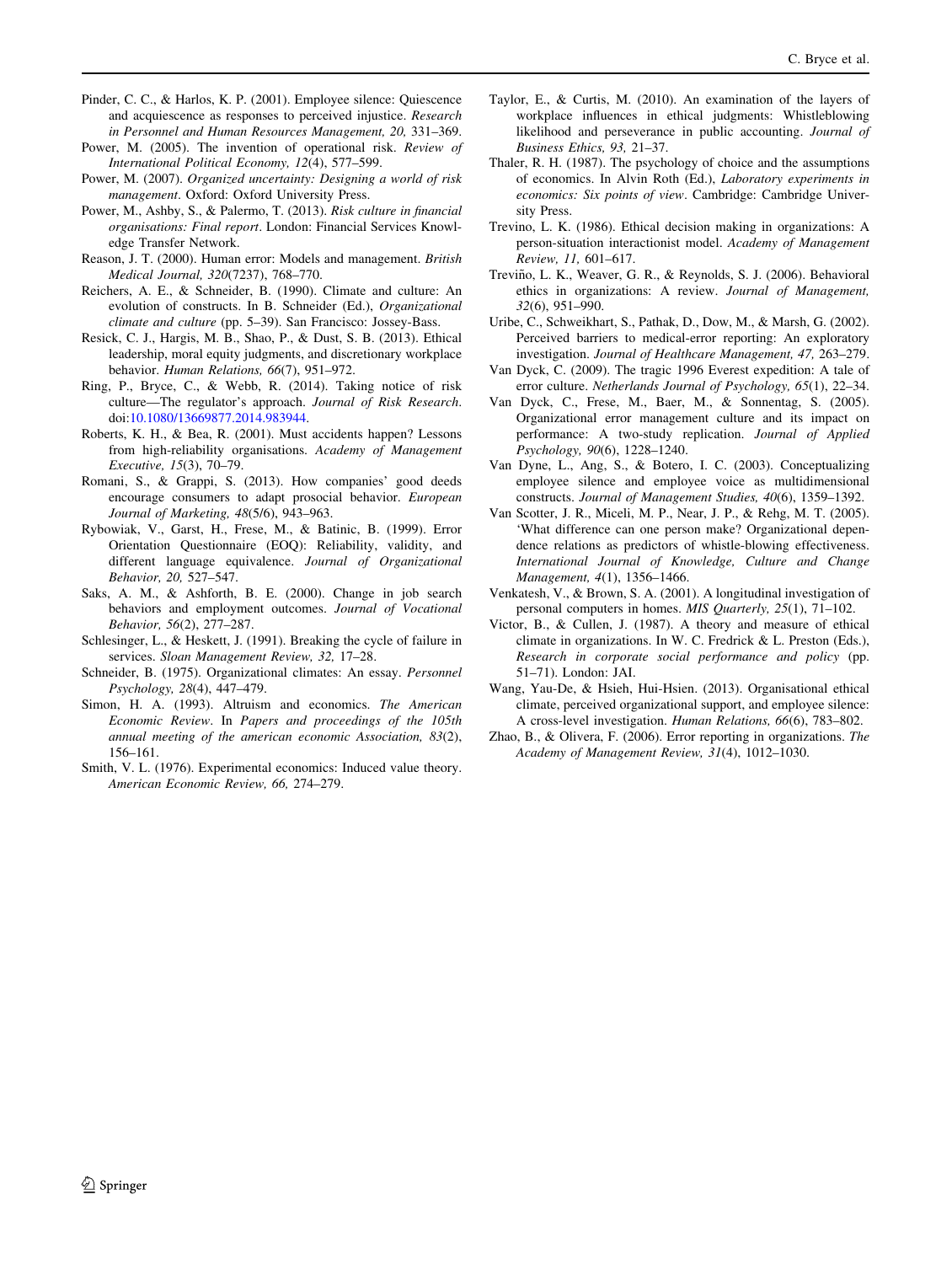Pinder, C. C., & Harlos, K. P. (2001). Employee silence: Quiescence and acquiescence as responses to perceived injustice. *Research in Personnel and Human Resources Management, 20,* 331–369.

Power, M. (2005). The invention of operational risk. *Review of International Political Economy, 12*(4), 577–599.

Power, M. (2007). *Organized uncertainty: Designing a world of risk management*. Oxford: Oxford University Press.

Power, M., Ashby, S., & Palermo, T. (2013). *Risk culture in financial organisations: Final report*. London: Financial Services Knowledge Transfer Network.

Reason, J. T. (2000). Human error: Models and management. *British Medical Journal, 320*(7237), 768–770.

Reichers, A. E., & Schneider, B. (1990). Climate and culture: An evolution of constructs. In B. Schneider (Ed.), *Organizational climate and culture* (pp. 5–39). San Francisco: Jossey-Bass.

Resick, C. J., Hargis, M. B., Shao, P., & Dust, S. B. (2013). Ethical leadership, moral equity judgments, and discretionary workplace behavior. *Human Relations, 66*(7), 951–972.

Ring, P., Bryce, C., & Webb, R. (2014). Taking notice of risk culture—The regulator's approach. *Journal of Risk Research*. doi:10.1080/13669877.2014.983944.

Roberts, K. H., & Bea, R. (2001). Must accidents happen? Lessons from high-reliability organisations. *Academy of Management Executive, 15*(3), 70–79.

Romani, S., & Grappi, S. (2013). How companies' good deeds encourage consumers to adapt prosocial behavior. *European Journal of Marketing, 48*(5/6), 943–963.

Rybowiak, V., Garst, H., Frese, M., & Batinic, B. (1999). Error Orientation Questionnaire (EOQ): Reliability, validity, and different language equivalence. *Journal of Organizational Behavior, 20,* 527–547.

Saks, A. M., & Ashforth, B. E. (2000). Change in job search behaviors and employment outcomes. *Journal of Vocational Behavior, 56*(2), 277–287.

Schlesinger, L., & Heskett, J. (1991). Breaking the cycle of failure in services. *Sloan Management Review, 32,* 17–28.

Schneider, B. (1975). Organizational climates: An essay. *Personnel Psychology, 28*(4), 447–479.

Simon, H. A. (1993). Altruism and economics. *The American Economic Review*. In *Papers and proceedings of the 105th annual meeting of the american economic Association, 83*(2), 156–161.

Smith, V. L. (1976). Experimental economics: Induced value theory. *American Economic Review, 66,* 274–279.

Taylor, E., & Curtis, M. (2010). An examination of the layers of workplace influences in ethical judgments: Whistleblowing likelihood and perseverance in public accounting. *Journal of Business Ethics, 93,* 21–37.

Thaler, R. H. (1987). The psychology of choice and the assumptions of economics. In Alvin Roth (Ed.), *Laboratory experiments in economics: Six points of view*. Cambridge: Cambridge University Press.

Trevino, L. K. (1986). Ethical decision making in organizations: A person-situation interactionist model. *Academy of Management Review, 11,* 601–617.

Treviño, L. K., Weaver, G. R., & Reynolds, S. J. (2006). Behavioral ethics in organizations: A review. *Journal of Management, 32*(6), 951–990.

Uribe, C., Schweikhart, S., Pathak, D., Dow, M., & Marsh, G. (2002). Perceived barriers to medical-error reporting: An exploratory investigation. *Journal of Healthcare Management, 47,* 263–279.

Van Dyck, C. (2009). The tragic 1996 Everest expedition: A tale of error culture. *Netherlands Journal of Psychology, 65*(1), 22–34.

Van Dyck, C., Frese, M., Baer, M., & Sonnentag, S. (2005). Organizational error management culture and its impact on performance: A two-study replication. *Journal of Applied Psychology, 90*(6), 1228–1240.

Van Dyne, L., Ang, S., & Botero, I. C. (2003). Conceptualizing employee silence and employee voice as multidimensional constructs. *Journal of Management Studies, 40*(6), 1359–1392.

Van Scotter, J. R., Miceli, M. P., Near, J. P., & Rehg, M. T. (2005). 'What difference can one person make? Organizational dependence relations as predictors of whistle-blowing effectiveness. *International Journal of Knowledge, Culture and Change Management, 4*(1), 1356–1466.

Venkatesh, V., & Brown, S. A. (2001). A longitudinal investigation of personal computers in homes. *MIS Quarterly, 25*(1), 71–102.

Victor, B., & Cullen, J. (1987). A theory and measure of ethical climate in organizations. In W. C. Fredrick & L. Preston (Eds.), *Research in corporate social performance and policy* (pp. 51–71). London: JAI.

Wang, Yau-De, & Hsieh, Hui-Hsien. (2013). Organisational ethical climate, perceived organizational support, and employee silence: A cross-level investigation. *Human Relations, 66*(6), 783–802.

Zhao, B., & Olivera, F. (2006). Error reporting in organizations. *The Academy of Management Review, 31*(4), 1012–1030.